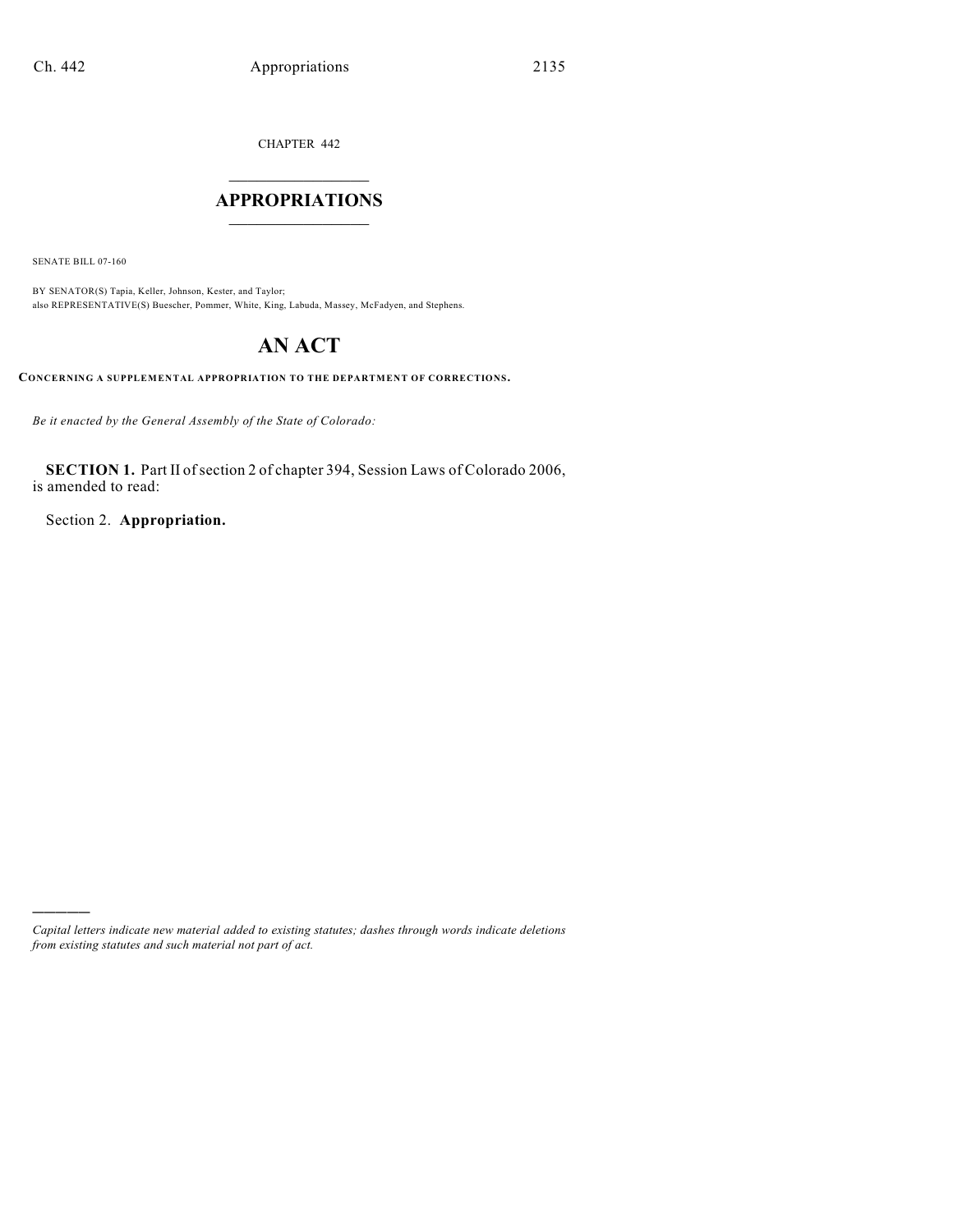CHAPTER 442

# APPROPRIATIONS

SENATE BILL 07-160

BY SENATOR(S) Tapia, Keller, Johnson, Kester, and Taylor;
also REPRESENTATIVE(S) Buescher, Pommer, White, King, Labuda, Massey, McFadyen, and Stephens.

# AN ACT

**CONCERNING A SUPPLEMENTAL APPROPRIATION TO THE DEPARTMENT OF CORRECTIONS.**

*Be it enacted by the General Assembly of the State of Colorado:*

**SECTION 1.** Part II of section 2 of chapter 394, Session Laws of Colorado 2006, is amended to read:

Section 2. **Appropriation.**

*Capital letters indicate new material added to existing statutes; dashes through words indicate deletions from existing statutes and such material not part of act.*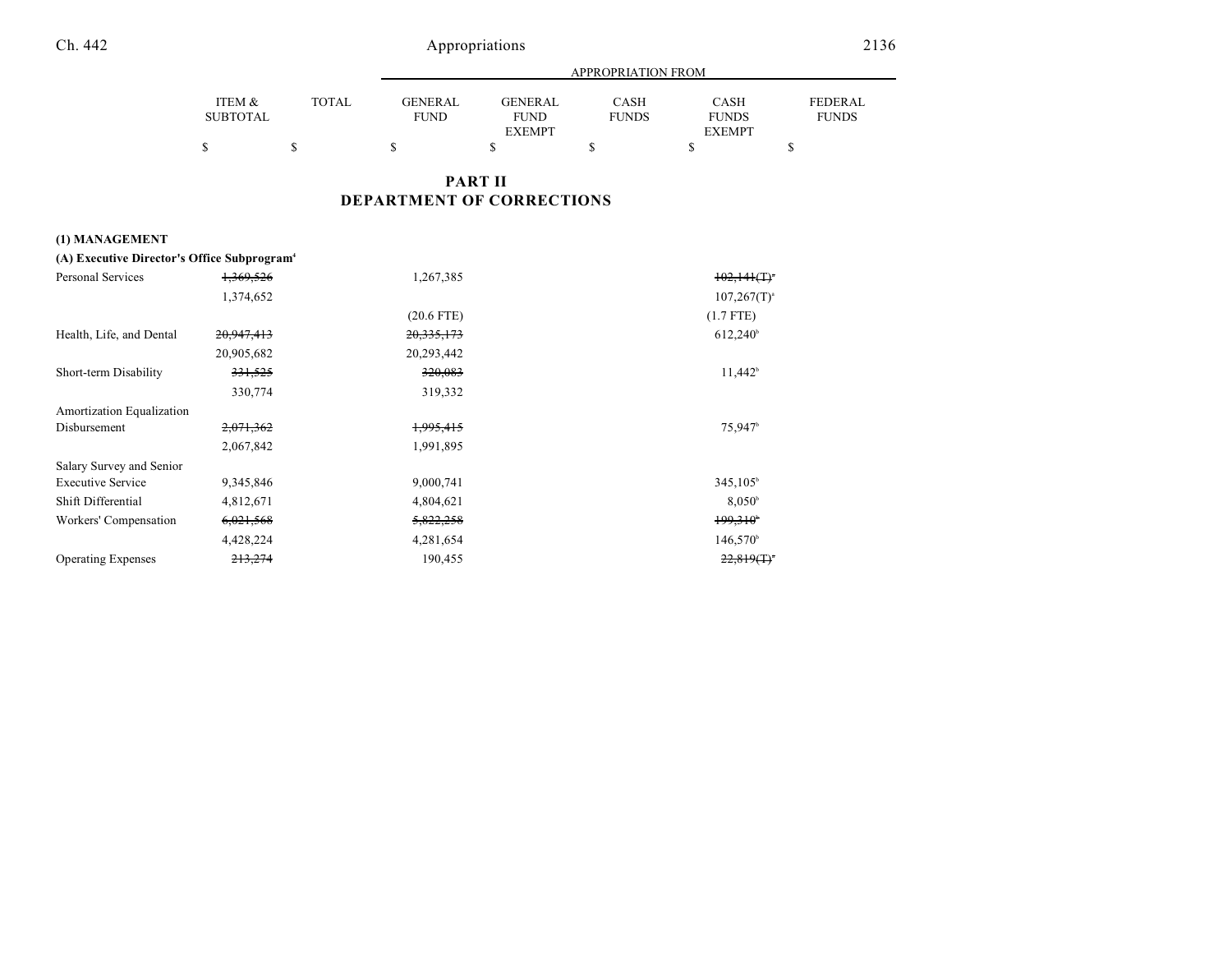## PART II
## DEPARTMENT OF CORRECTIONS

| | ITEM & SUBTOTAL | TOTAL | GENERAL FUND | GENERAL FUND EXEMPT | CASH FUNDS | CASH FUNDS EXEMPT | FEDERAL FUNDS |
|---|---|---|---|---|---|---|---|
| | $ | $ | $ | $ | $ | $ | $ |
| **(1) MANAGEMENT** | | | | | | | |
| **(A) Executive Director's Office Subprogram**[4] | | | | | | | |
| Personal Services | ~~1,369,526~~ | | 1,267,385 | | | ~~102,141(T)~~[a] | |
| | 1,374,652 | | | | | 107,267(T)[a] | |
| | | | (20.6 FTE) | | | (1.7 FTE) | |
| Health, Life, and Dental | ~~20,947,413~~ | | ~~20,335,173~~ | | | 612,240[b] | |
| | 20,905,682 | | 20,293,442 | | | | |
| Short-term Disability | ~~331,525~~ | | ~~320,083~~ | | | 11,442[b] | |
| | 330,774 | | 319,332 | | | | |
| Amortization Equalization Disbursement | ~~2,071,362~~ | | ~~1,995,415~~ | | | 75,947[b] | |
| | 2,067,842 | | 1,991,895 | | | | |
| Salary Survey and Senior Executive Service | 9,345,846 | | 9,000,741 | | | 345,105[b] | |
| Shift Differential | 4,812,671 | | 4,804,621 | | | 8,050[b] | |
| Workers' Compensation | ~~6,021,568~~ | | ~~5,822,258~~ | | | ~~199,310~~[b] | |
| | 4,428,224 | | 4,281,654 | | | 146,570[b] | |
| Operating Expenses | ~~213,274~~ | | 190,455 | | | ~~22,819(T)~~[a] | |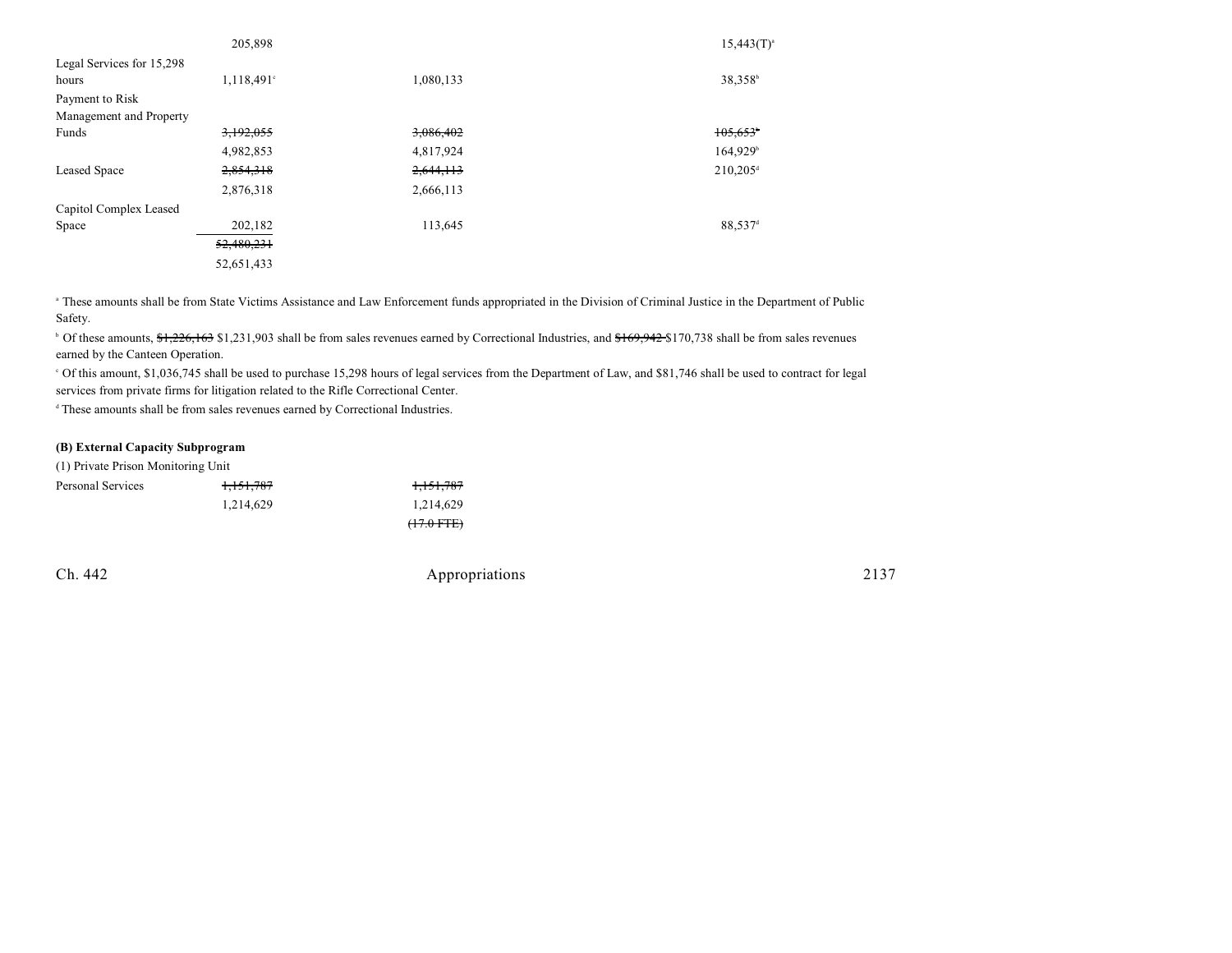| | | | |
|---|---|---|---|
| | 205,898 | | 15,443(T)[a] |
| Legal Services for 15,298 hours | 1,118,491[c] | 1,080,133 | 38,358[b] |
| Payment to Risk Management and Property Funds | ~~3,192,055~~ | ~~3,086,402~~ | ~~105,653~~[b] |
| | 4,982,853 | 4,817,924 | 164,929[b] |
| Leased Space | ~~2,854,318~~ | ~~2,644,113~~ | 210,205[d] |
| | 2,876,318 | 2,666,113 | |
| Capitol Complex Leased Space | 202,182 | 113,645 | 88,537[d] |
| | ~~52,480,231~~ | | |
| | 52,651,433 | | |

[a] These amounts shall be from State Victims Assistance and Law Enforcement funds appropriated in the Division of Criminal Justice in the Department of Public Safety.

[b] Of these amounts, ~~$1,226,163~~ $1,231,903 shall be from sales revenues earned by Correctional Industries, and ~~$169,942~~ $170,738 shall be from sales revenues earned by the Canteen Operation.

[c] Of this amount, $1,036,745 shall be used to purchase 15,298 hours of legal services from the Department of Law, and $81,746 shall be used to contract for legal services from private firms for litigation related to the Rifle Correctional Center.

[d] These amounts shall be from sales revenues earned by Correctional Industries.

**(B) External Capacity Subprogram**

(1) Private Prison Monitoring Unit

| | | |
|---|---|---|
| Personal Services | ~~1,151,787~~ | ~~1,151,787~~ |
| | 1,214,629 | 1,214,629 |
| | | ~~(17.0 FTE)~~ |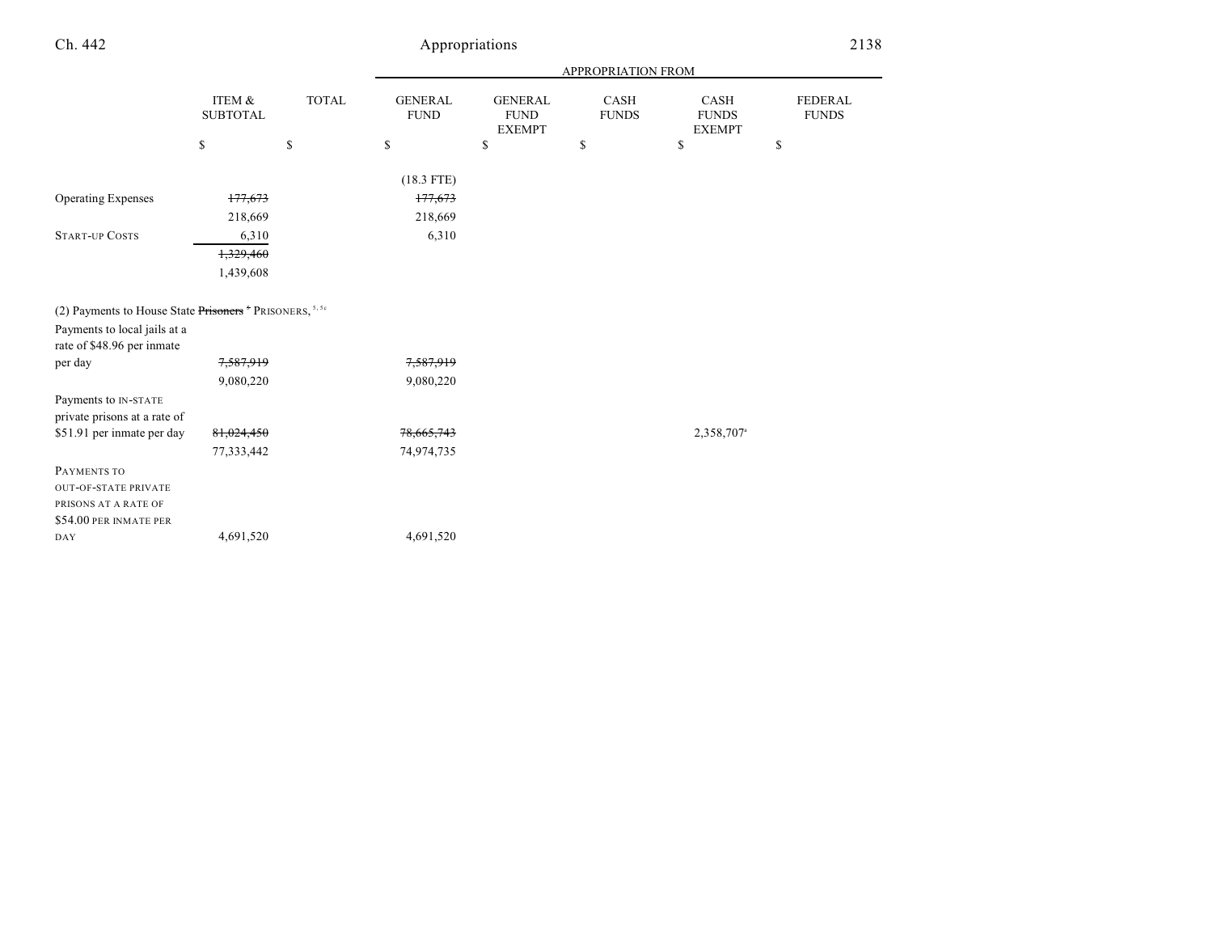| | ITEM & SUBTOTAL | TOTAL | APPROPRIATION FROM GENERAL FUND | GENERAL FUND EXEMPT | CASH FUNDS | CASH FUNDS EXEMPT | FEDERAL FUNDS |
|---|---|---|---|---|---|---|---|
| | $ | $ | $ | $ | $ | $ | $ |
| | | | (18.3 FTE) | | | | |
| Operating Expenses | ~~177,673~~ | | ~~177,673~~ | | | | |
| | 218,669 | | 218,669 | | | | |
| START-UP COSTS | 6,310 | | 6,310 | | | | |
| | ~~1,329,460~~ | | | | | | |
| | 1,439,608 | | | | | | |
| (2) Payments to House State ~~Prisoners~~ [5] PRISONERS, [5, 5c] | | | | | | | |
| Payments to local jails at a rate of $48.96 per inmate per day | ~~7,587,919~~ | | ~~7,587,919~~ | | | | |
| | 9,080,220 | | 9,080,220 | | | | |
| Payments to IN-STATE private prisons at a rate of $51.91 per inmate per day | ~~81,024,450~~ | | ~~78,665,743~~ | | | 2,358,707[a] | |
| | 77,333,442 | | 74,974,735 | | | | |
| PAYMENTS TO OUT-OF-STATE PRIVATE PRISONS AT A RATE OF $54.00 PER INMATE PER DAY | 4,691,520 | | 4,691,520 | | | | |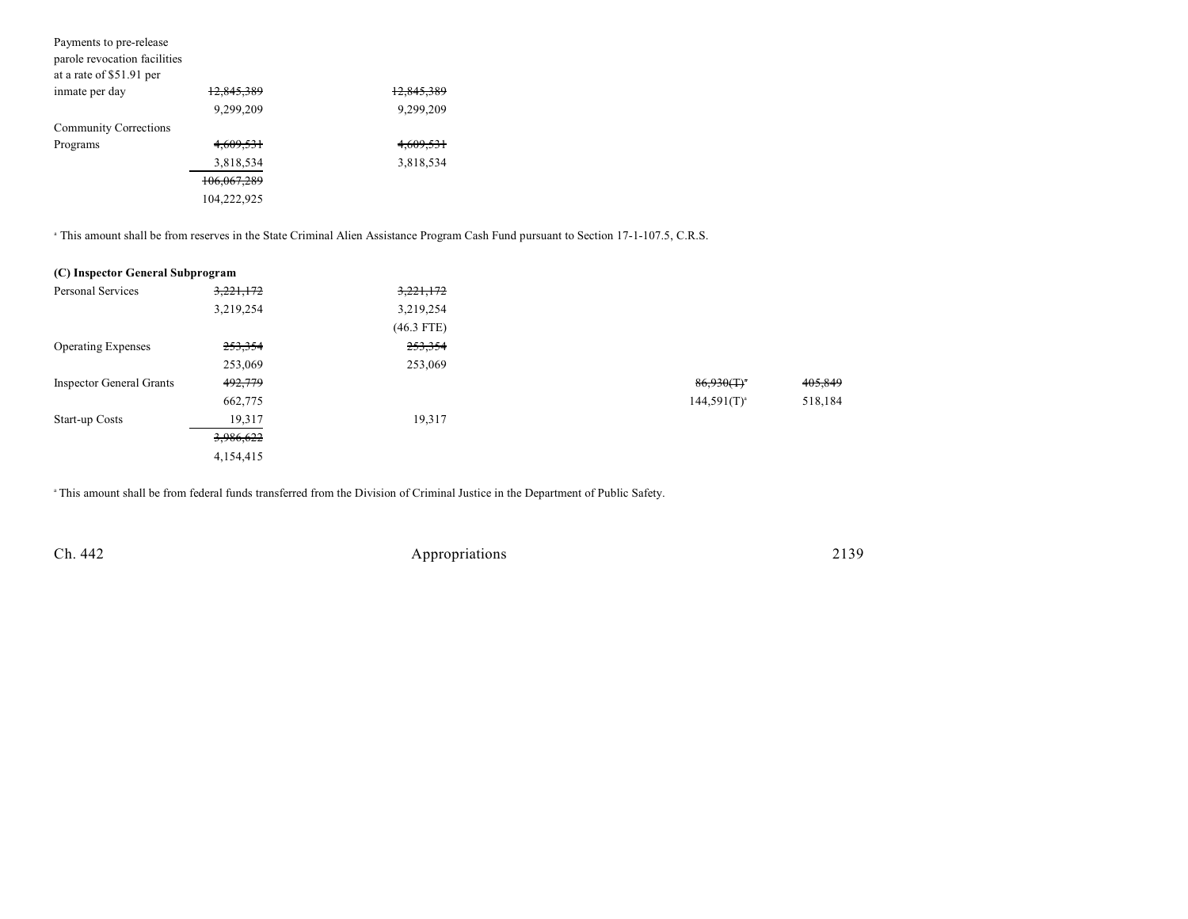| | | | | | |
|---|---|---|---|---|---|
| Payments to pre-release parole revocation facilities at a rate of $51.91 per inmate per day | ~~12,845,389~~ | ~~12,845,389~~ | | | |
| | 9,299,209 | 9,299,209 | | | |
| Community Corrections Programs | ~~4,609,531~~ | ~~4,609,531~~ | | | |
| | 3,818,534 | 3,818,534 | | | |
| | ~~106,067,289~~ | | | | |
| | 104,222,925 | | | | |

[a] This amount shall be from reserves in the State Criminal Alien Assistance Program Cash Fund pursuant to Section 17-1-107.5, C.R.S.

**(C) Inspector General Subprogram**

| | | | | | |
|---|---|---|---|---|---|
| Personal Services | ~~3,221,172~~ | ~~3,221,172~~ | | | |
| | 3,219,254 | 3,219,254 | | | |
| | | (46.3 FTE) | | | |
| Operating Expenses | ~~253,354~~ | ~~253,354~~ | | | |
| | 253,069 | 253,069 | | | |
| Inspector General Grants | ~~492,779~~ | | | ~~86,930(T)[a]~~ | ~~405,849~~ |
| | 662,775 | | | 144,591(T)[a] | 518,184 |
| Start-up Costs | 19,317 | 19,317 | | | |
| | ~~3,986,622~~ | | | | |
| | 4,154,415 | | | | |

[a] This amount shall be from federal funds transferred from the Division of Criminal Justice in the Department of Public Safety.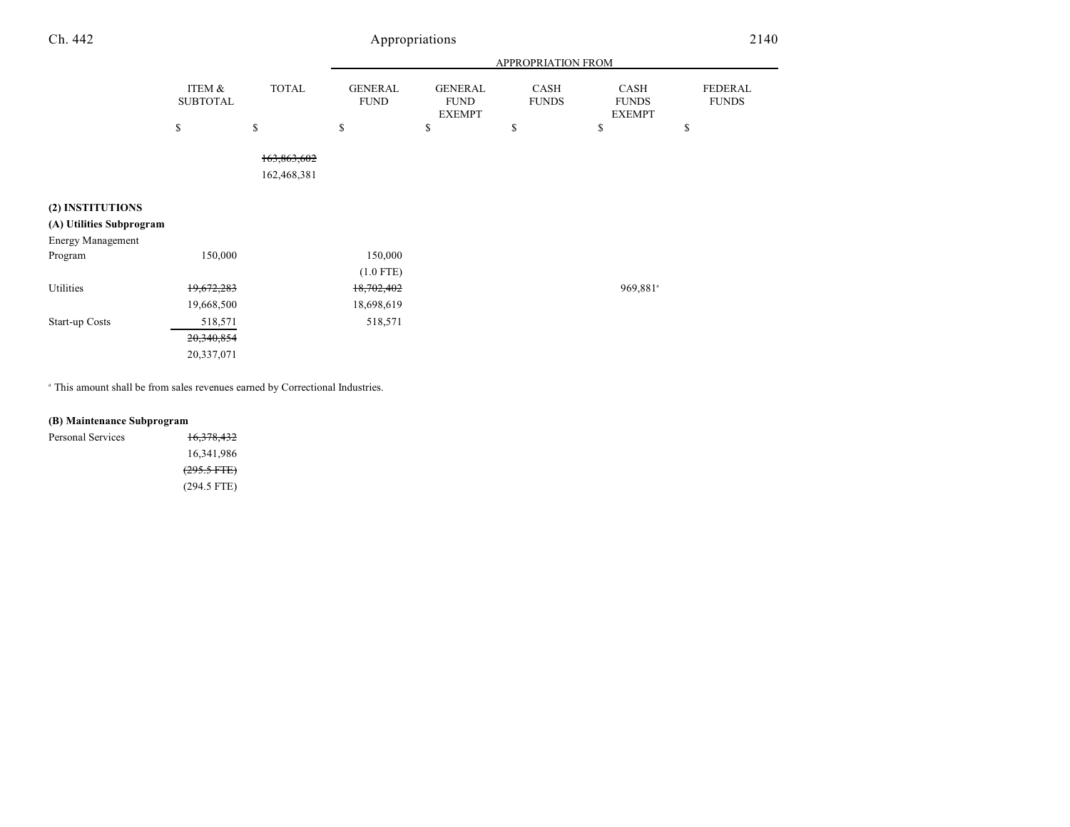| | ITEM & SUBTOTAL | TOTAL | APPROPRIATION FROM GENERAL FUND | GENERAL FUND EXEMPT | CASH FUNDS | CASH FUNDS EXEMPT | FEDERAL FUNDS |
|---|---|---|---|---|---|---|---|
| | $ | $ | $ | $ | $ | $ | $ |
| | | ~~163,863,602~~ | | | | | |
| | | 162,468,381 | | | | | |
| **(2) INSTITUTIONS** | | | | | | | |
| **(A) Utilities Subprogram** | | | | | | | |
| Energy Management Program | 150,000 | | 150,000 | | | | |
| | | | (1.0 FTE) | | | | |
| Utilities | ~~19,672,283~~ | | ~~18,702,402~~ | | | 969,881[a] | |
| | 19,668,500 | | 18,698,619 | | | | |
| Start-up Costs | 518,571 | | 518,571 | | | | |
| | ~~20,340,854~~ | | | | | | |
| | 20,337,071 | | | | | | |

[a] This amount shall be from sales revenues earned by Correctional Industries.

| | ITEM & SUBTOTAL | TOTAL | GENERAL FUND | GENERAL FUND EXEMPT | CASH FUNDS | CASH FUNDS EXEMPT | FEDERAL FUNDS |
|---|---|---|---|---|---|---|---|
| **(B) Maintenance Subprogram** | | | | | | | |
| Personal Services | ~~16,378,432~~ | | | | | | |
| | 16,341,986 | | | | | | |
| | ~~(295.5 FTE)~~ | | | | | | |
| | (294.5 FTE) | | | | | | |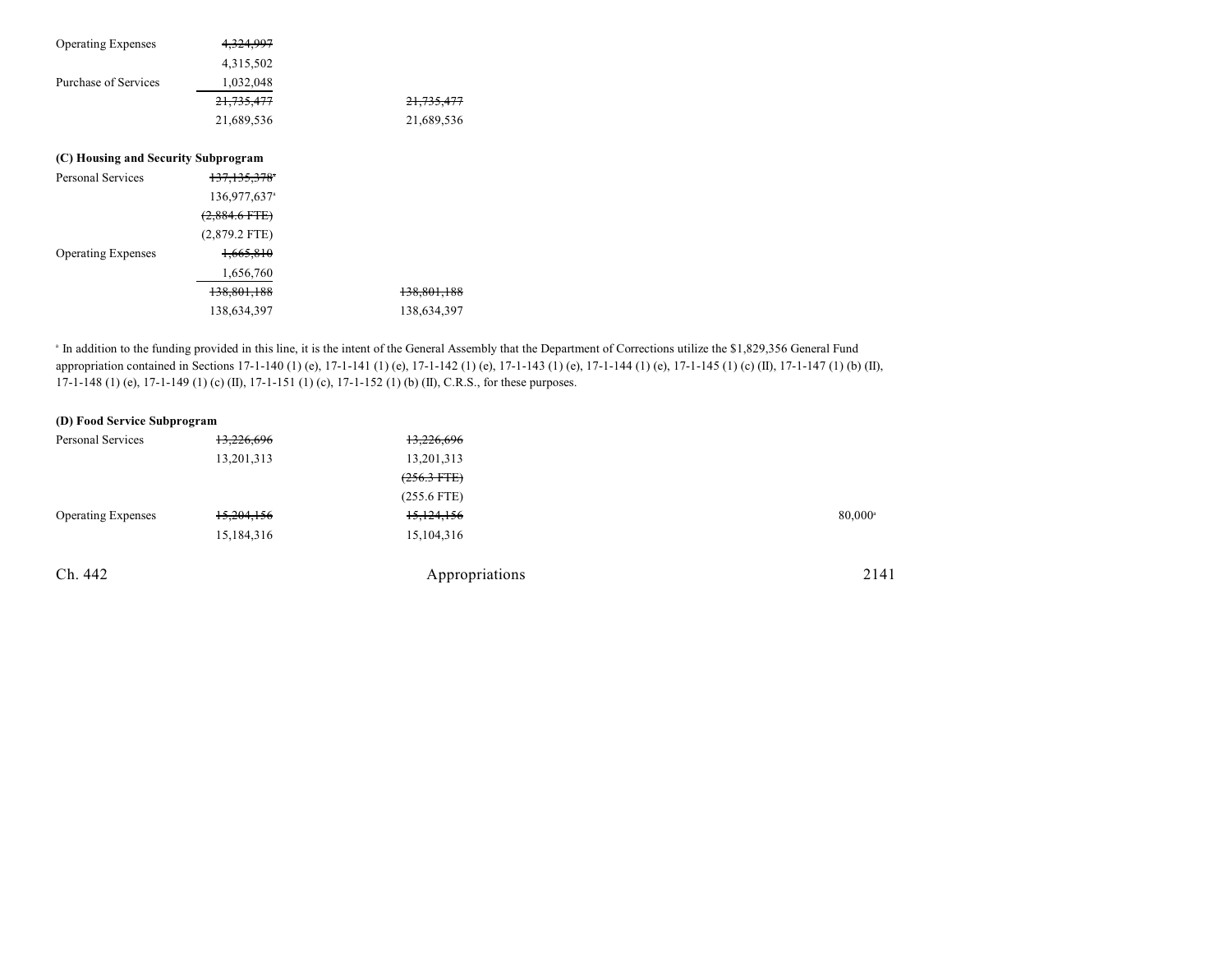| | | | | | |
|---|---|---|---|---|---|
| Operating Expenses | ~~4,324,997~~ | | | | |
| | 4,315,502 | | | | |
| Purchase of Services | 1,032,048 | | | | |
| | ~~21,735,477~~ | ~~21,735,477~~ | | | |
| | 21,689,536 | 21,689,536 | | | |

**(C) Housing and Security Subprogram**

| | | | | | |
|---|---|---|---|---|---|
| Personal Services | ~~137,135,378~~[a] | | | | |
| | 136,977,637[a] | | | | |
| | ~~(2,884.6 FTE)~~ | | | | |
| | (2,879.2 FTE) | | | | |
| Operating Expenses | ~~1,665,810~~ | | | | |
| | 1,656,760 | | | | |
| | ~~138,801,188~~ | ~~138,801,188~~ | | | |
| | 138,634,397 | 138,634,397 | | | |

[a] In addition to the funding provided in this line, it is the intent of the General Assembly that the Department of Corrections utilize the $1,829,356 General Fund appropriation contained in Sections 17-1-140 (1) (e), 17-1-141 (1) (e), 17-1-142 (1) (e), 17-1-143 (1) (e), 17-1-144 (1) (e), 17-1-145 (1) (c) (II), 17-1-147 (1) (b) (II), 17-1-148 (1) (e), 17-1-149 (1) (c) (II), 17-1-151 (1) (c), 17-1-152 (1) (b) (II), C.R.S., for these purposes.

**(D) Food Service Subprogram**

| | | | | | |
|---|---|---|---|---|---|
| Personal Services | ~~13,226,696~~ | ~~13,226,696~~ | | | |
| | 13,201,313 | 13,201,313 | | | |
| | | ~~(256.3 FTE)~~ | | | |
| | | (255.6 FTE) | | | |
| Operating Expenses | ~~15,204,156~~ | ~~15,124,156~~ | | | 80,000[a] |
| | 15,184,316 | 15,104,316 | | | |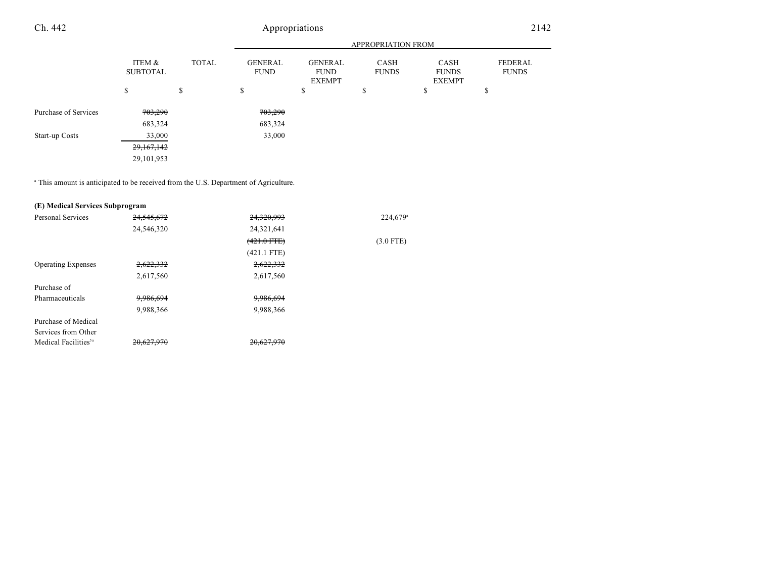| | ITEM & SUBTOTAL | TOTAL | GENERAL FUND | GENERAL FUND EXEMPT | CASH FUNDS | CASH FUNDS EXEMPT | FEDERAL FUNDS |
|---|---|---|---|---|---|---|---|
| | | | APPROPRIATION FROM | | | | |
| | $ | $ | $ | $ | $ | $ | $ |
| Purchase of Services | ~~703,290~~ | | ~~703,290~~ | | | | |
| | 683,324 | | 683,324 | | | | |
| Start-up Costs | 33,000 | | 33,000 | | | | |
| | ~~29,167,142~~ | | | | | | |
| | 29,101,953 | | | | | | |

[a] This amount is anticipated to be received from the U.S. Department of Agriculture.

**(E) Medical Services Subprogram**

| | ITEM & SUBTOTAL | TOTAL | GENERAL FUND | GENERAL FUND EXEMPT | CASH FUNDS | CASH FUNDS EXEMPT | FEDERAL FUNDS |
|---|---|---|---|---|---|---|---|
| Personal Services | ~~24,545,672~~ | | ~~24,320,993~~ | | 224,679[a] | | |
| | 24,546,320 | | 24,321,641 | | | | |
| | | | ~~(421.0 FTE)~~ | | (3.0 FTE) | | |
| | | | (421.1 FTE) | | | | |
| Operating Expenses | ~~2,622,332~~ | | ~~2,622,332~~ | | | | |
| | 2,617,560 | | 2,617,560 | | | | |
| Purchase of Pharmaceuticals | ~~9,986,694~~ | | ~~9,986,694~~ | | | | |
| | 9,988,366 | | 9,988,366 | | | | |
| Purchase of Medical Services from Other Medical Facilities[5a] | ~~20,627,970~~ | | ~~20,627,970~~ | | | | |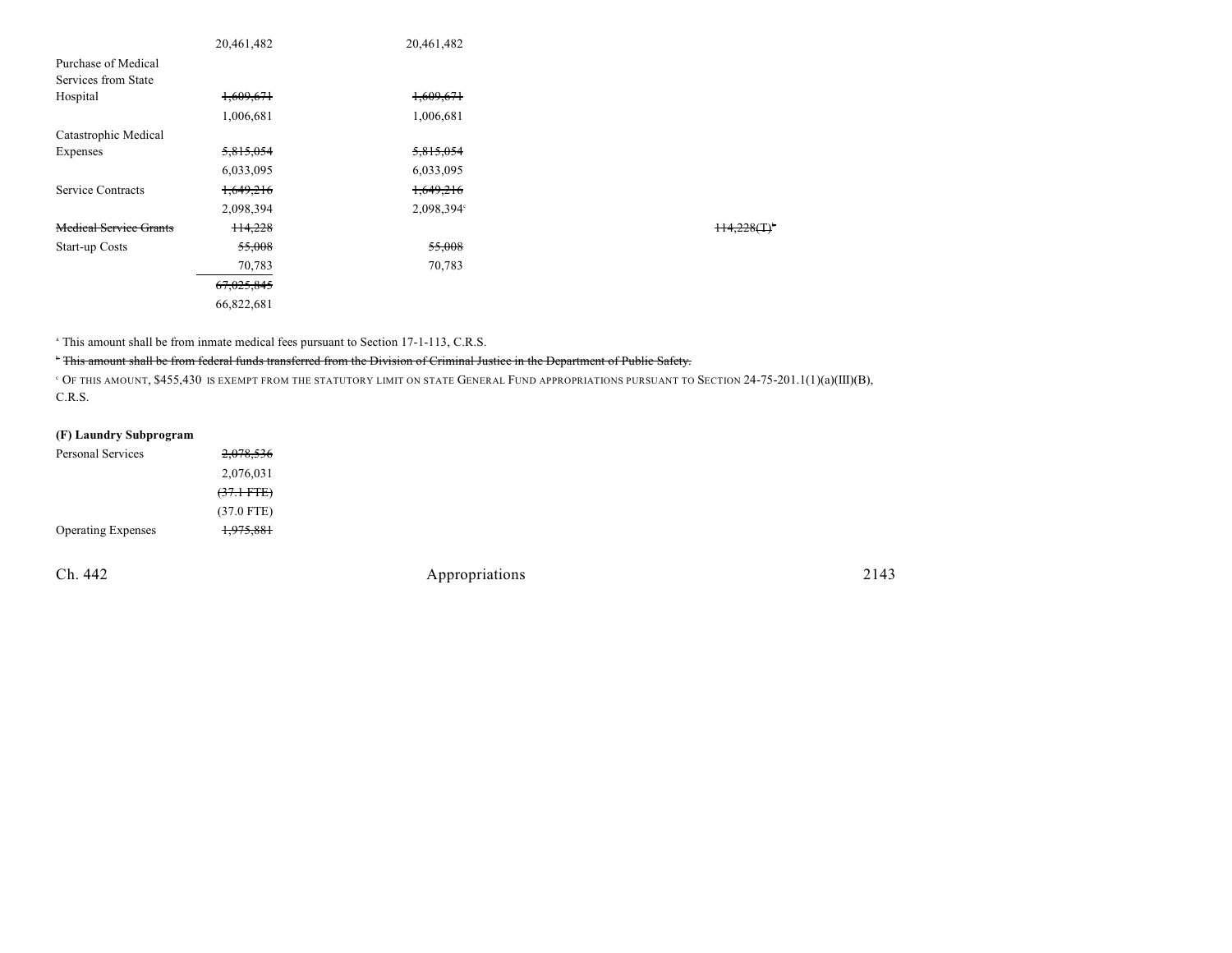| | | | | |
|---|---|---|---|---|
| | 20,461,482 | 20,461,482 | | |
| Purchase of Medical Services from State Hospital | ~~1,609,671~~ | ~~1,609,671~~ | | |
| | 1,006,681 | 1,006,681 | | |
| Catastrophic Medical Expenses | ~~5,815,054~~ | ~~5,815,054~~ | | |
| | 6,033,095 | 6,033,095 | | |
| Service Contracts | ~~1,649,216~~ | ~~1,649,216~~ | | |
| | 2,098,394 | 2,098,394[c] | | |
| ~~Medical Service Grants~~ | ~~114,228~~ | | | ~~114,228(T)[b]~~ |
| Start-up Costs | ~~55,008~~ | ~~55,008~~ | | |
| | 70,783 | 70,783 | | |
| | ~~67,025,845~~ | | | |
| | 66,822,681 | | | |

[a] This amount shall be from inmate medical fees pursuant to Section 17-1-113, C.R.S.

~~[b] This amount shall be from federal funds transferred from the Division of Criminal Justice in the Department of Public Safety.~~

[c] OF THIS AMOUNT, $455,430 IS EXEMPT FROM THE STATUTORY LIMIT ON STATE GENERAL FUND APPROPRIATIONS PURSUANT TO SECTION 24-75-201.1(1)(a)(III)(B), C.R.S.

**(F) Laundry Subprogram**

| | |
|---|---|
| Personal Services | ~~2,078,536~~ |
| | 2,076,031 |
| | ~~(37.1 FTE)~~ |
| | (37.0 FTE) |
| Operating Expenses | ~~1,975,881~~ |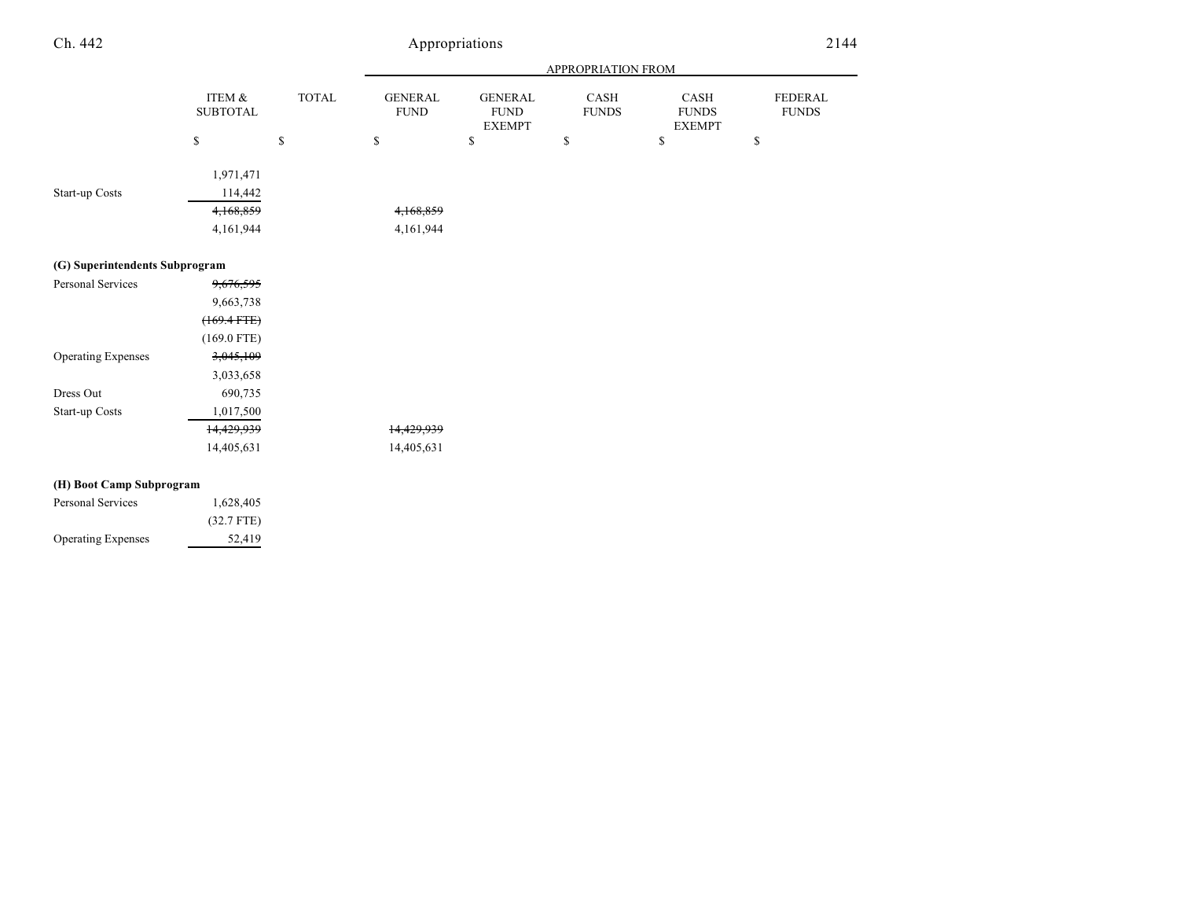| | ITEM & SUBTOTAL | TOTAL | GENERAL FUND | GENERAL FUND EXEMPT | CASH FUNDS | CASH FUNDS EXEMPT | FEDERAL FUNDS |
|---|---|---|---|---|---|---|---|
| | | | APPROPRIATION FROM | | | | |
| | $ | $ | $ | $ | $ | $ | $ |
| | 1,971,471 | | | | | | |
| Start-up Costs | 114,442 | | | | | | |
| | ~~4,168,859~~ | | ~~4,168,859~~ | | | | |
| | 4,161,944 | | 4,161,944 | | | | |
| **(G) Superintendents Subprogram** | | | | | | | |
| Personal Services | ~~9,676,595~~ | | | | | | |
| | 9,663,738 | | | | | | |
| | ~~(169.4 FTE)~~ | | | | | | |
| | (169.0 FTE) | | | | | | |
| Operating Expenses | ~~3,045,109~~ | | | | | | |
| | 3,033,658 | | | | | | |
| Dress Out | 690,735 | | | | | | |
| Start-up Costs | 1,017,500 | | | | | | |
| | ~~14,429,939~~ | | ~~14,429,939~~ | | | | |
| | 14,405,631 | | 14,405,631 | | | | |
| **(H) Boot Camp Subprogram** | | | | | | | |
| Personal Services | 1,628,405 | | | | | | |
| | (32.7 FTE) | | | | | | |
| Operating Expenses | 52,419 | | | | | | |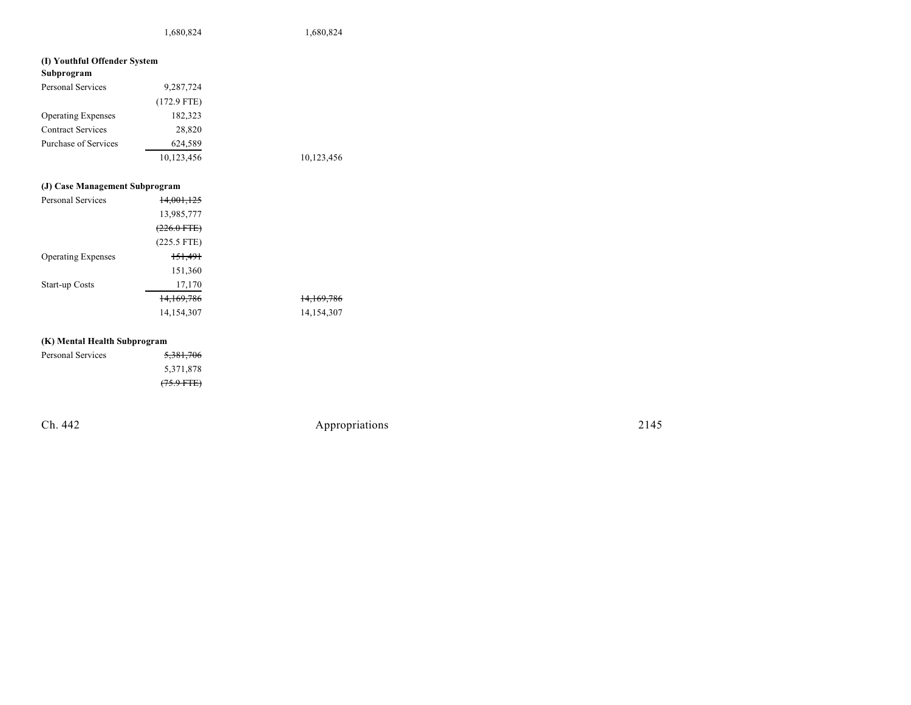| | | |
|---|---|---|
| | 1,680,824 | 1,680,824 |

**(I) Youthful Offender System Subprogram**

| | | |
|---|---|---|
| Personal Services | 9,287,724 | |
| | (172.9 FTE) | |
| Operating Expenses | 182,323 | |
| Contract Services | 28,820 | |
| Purchase of Services | 624,589 | |
| | 10,123,456 | 10,123,456 |

**(J) Case Management Subprogram**

| | | |
|---|---|---|
| Personal Services | ~~14,001,125~~ | |
| | 13,985,777 | |
| | ~~(226.0 FTE)~~ | |
| | (225.5 FTE) | |
| Operating Expenses | ~~151,491~~ | |
| | 151,360 | |
| Start-up Costs | 17,170 | |
| | ~~14,169,786~~ | ~~14,169,786~~ |
| | 14,154,307 | 14,154,307 |

**(K) Mental Health Subprogram**

| | | |
|---|---|---|
| Personal Services | ~~5,381,706~~ | |
| | 5,371,878 | |
| | ~~(75.9 FTE)~~ | |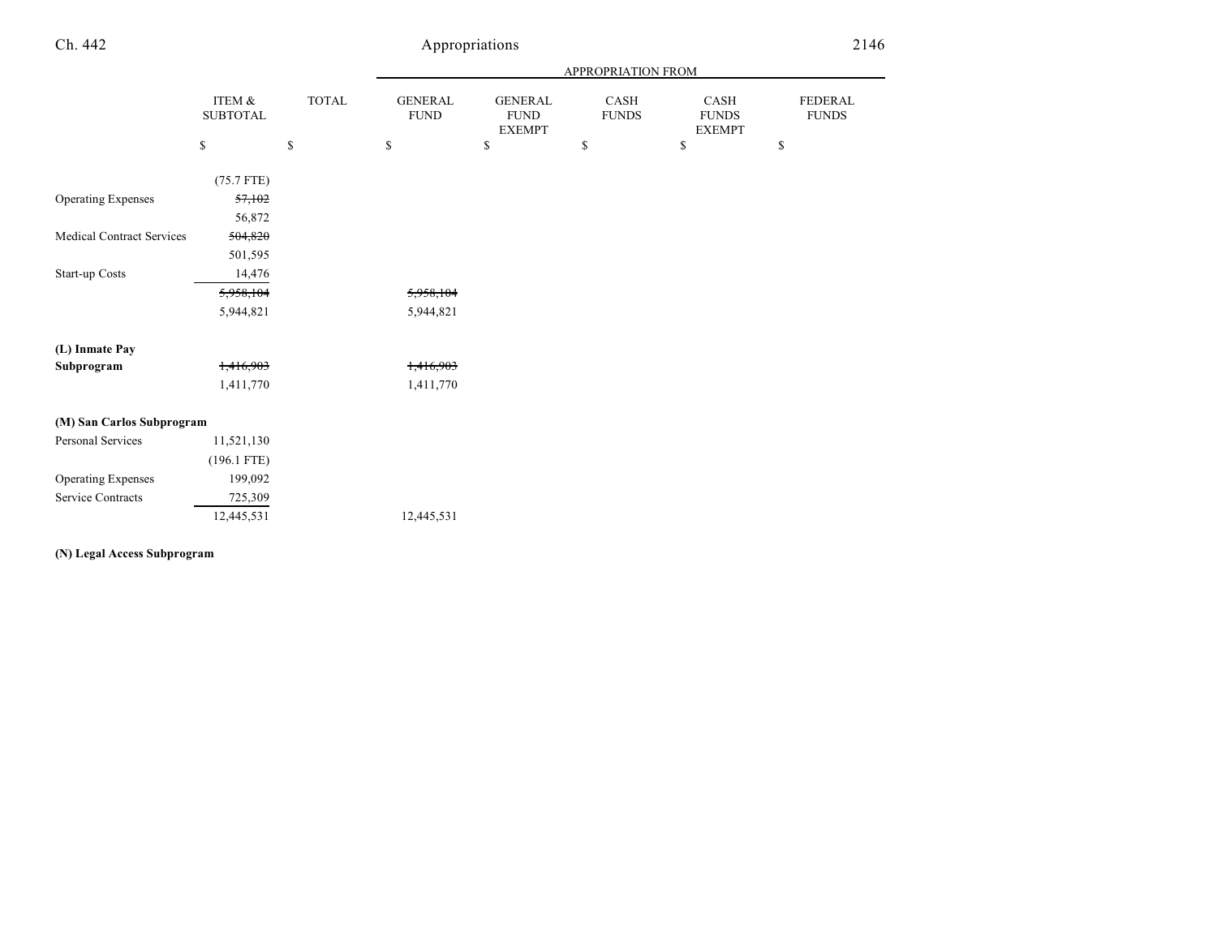| | ITEM & SUBTOTAL | TOTAL | APPROPRIATION FROM GENERAL FUND | GENERAL FUND EXEMPT | CASH FUNDS | CASH FUNDS EXEMPT | FEDERAL FUNDS |
|---|---|---|---|---|---|---|---|
| | $ | $ | $ | $ | $ | $ | $ |
| | (75.7 FTE) | | | | | | |
| Operating Expenses | ~~57,102~~ | | | | | | |
| | 56,872 | | | | | | |
| Medical Contract Services | ~~504,820~~ | | | | | | |
| | 501,595 | | | | | | |
| Start-up Costs | 14,476 | | | | | | |
| | ~~5,958,104~~ | | ~~5,958,104~~ | | | | |
| | 5,944,821 | | 5,944,821 | | | | |
| **(L) Inmate Pay Subprogram** | ~~1,416,903~~ | | ~~1,416,903~~ | | | | |
| | 1,411,770 | | 1,411,770 | | | | |
| **(M) San Carlos Subprogram** | | | | | | | |
| Personal Services | 11,521,130 | | | | | | |
| | (196.1 FTE) | | | | | | |
| Operating Expenses | 199,092 | | | | | | |
| Service Contracts | 725,309 | | | | | | |
| | 12,445,531 | | 12,445,531 | | | | |

**(N) Legal Access Subprogram**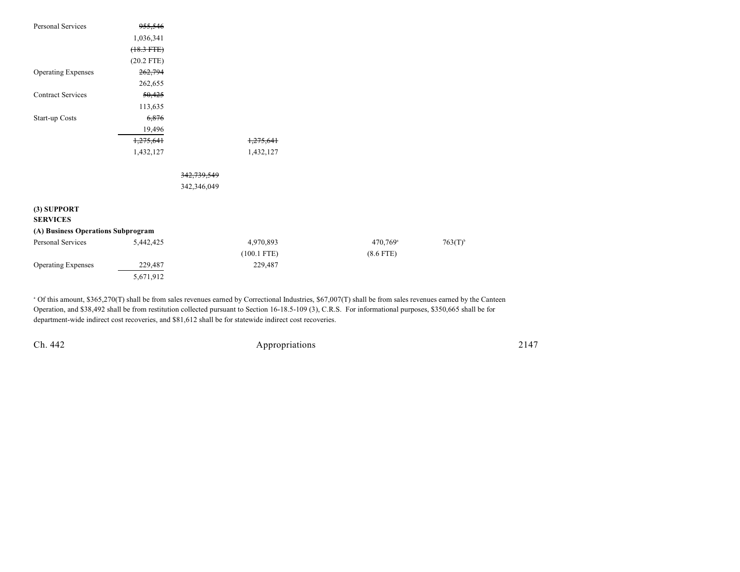| | | | | | | |
|---|---|---|---|---|---|---|
| Personal Services | ~~955,546~~ 1,036,341 ~~(18.3 FTE)~~ (20.2 FTE) | | | | | |
| Operating Expenses | ~~262,794~~ 262,655 | | | | | |
| Contract Services | ~~50,425~~ 113,635 | | | | | |
| Start-up Costs | ~~6,876~~ 19,496 | | | | | |
| | ~~1,275,641~~ 1,432,127 | | ~~1,275,641~~ 1,432,127 | | | |
| | | ~~342,739,549~~ 342,346,049 | | | | |
| **(3) SUPPORT SERVICES** | | | | | | |
| **(A) Business Operations Subprogram** | | | | | | |
| Personal Services | 5,442,425 | | 4,970,893 (100.1 FTE) | | 470,769[a] (8.6 FTE) | 763(T)[b] |
| Operating Expenses | 229,487 | | 229,487 | | | |
| | 5,671,912 | | | | | |

[a] Of this amount, $365,270(T) shall be from sales revenues earned by Correctional Industries, $67,007(T) shall be from sales revenues earned by the Canteen Operation, and $38,492 shall be from restitution collected pursuant to Section 16-18.5-109 (3), C.R.S. For informational purposes, $350,665 shall be for department-wide indirect cost recoveries, and $81,612 shall be for statewide indirect cost recoveries.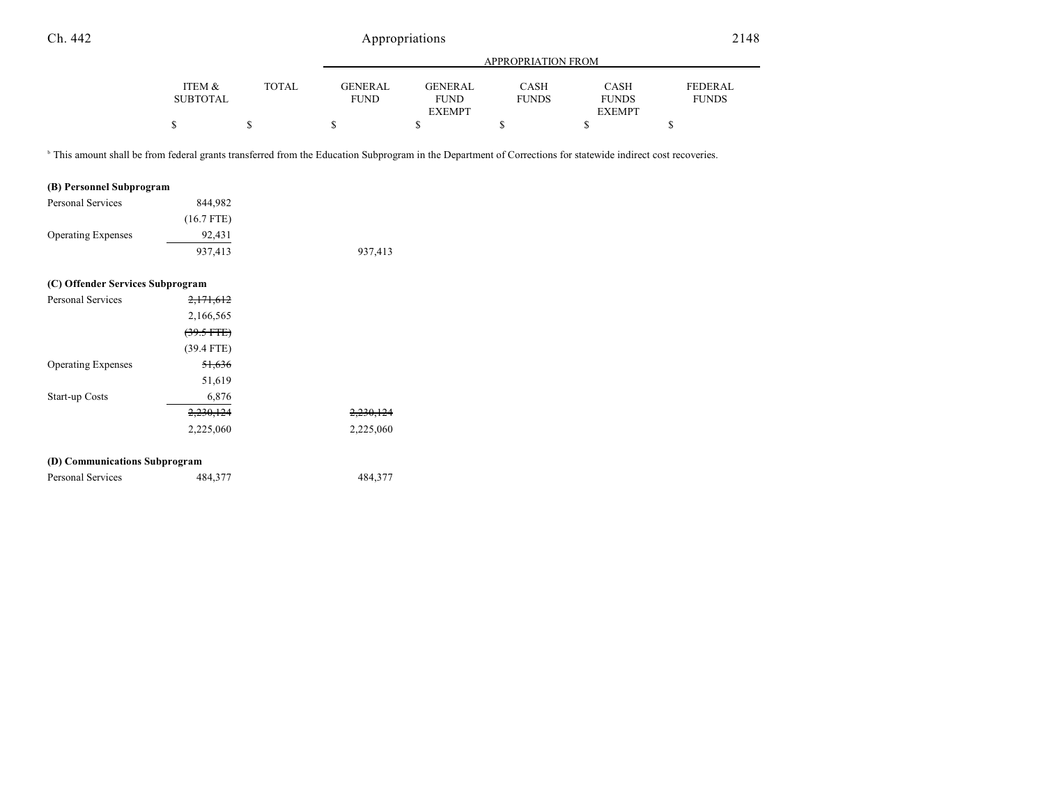| | ITEM & SUBTOTAL | TOTAL | GENERAL FUND | GENERAL FUND EXEMPT | CASH FUNDS | CASH FUNDS EXEMPT | FEDERAL FUNDS |
|---|---|---|---|---|---|---|---|
| | | | APPROPRIATION FROM | | | | |
| | $ | $ | $ | $ | $ | $ | $ |

[b] This amount shall be from federal grants transferred from the Education Subprogram in the Department of Corrections for statewide indirect cost recoveries.

| | ITEM & SUBTOTAL | TOTAL | GENERAL FUND | GENERAL FUND EXEMPT | CASH FUNDS | CASH FUNDS EXEMPT | FEDERAL FUNDS |
|---|---|---|---|---|---|---|---|
| **(B) Personnel Subprogram** | | | | | | | |
| Personal Services | 844,982 | | | | | | |
| | (16.7 FTE) | | | | | | |
| Operating Expenses | 92,431 | | | | | | |
| | 937,413 | | 937,413 | | | | |
| **(C) Offender Services Subprogram** | | | | | | | |
| Personal Services | ~~2,171,612~~ | | | | | | |
| | 2,166,565 | | | | | | |
| | ~~(39.5 FTE)~~ | | | | | | |
| | (39.4 FTE) | | | | | | |
| Operating Expenses | ~~51,636~~ | | | | | | |
| | 51,619 | | | | | | |
| Start-up Costs | 6,876 | | | | | | |
| | ~~2,230,124~~ | | ~~2,230,124~~ | | | | |
| | 2,225,060 | | 2,225,060 | | | | |
| **(D) Communications Subprogram** | | | | | | | |
| Personal Services | 484,377 | | 484,377 | | | | |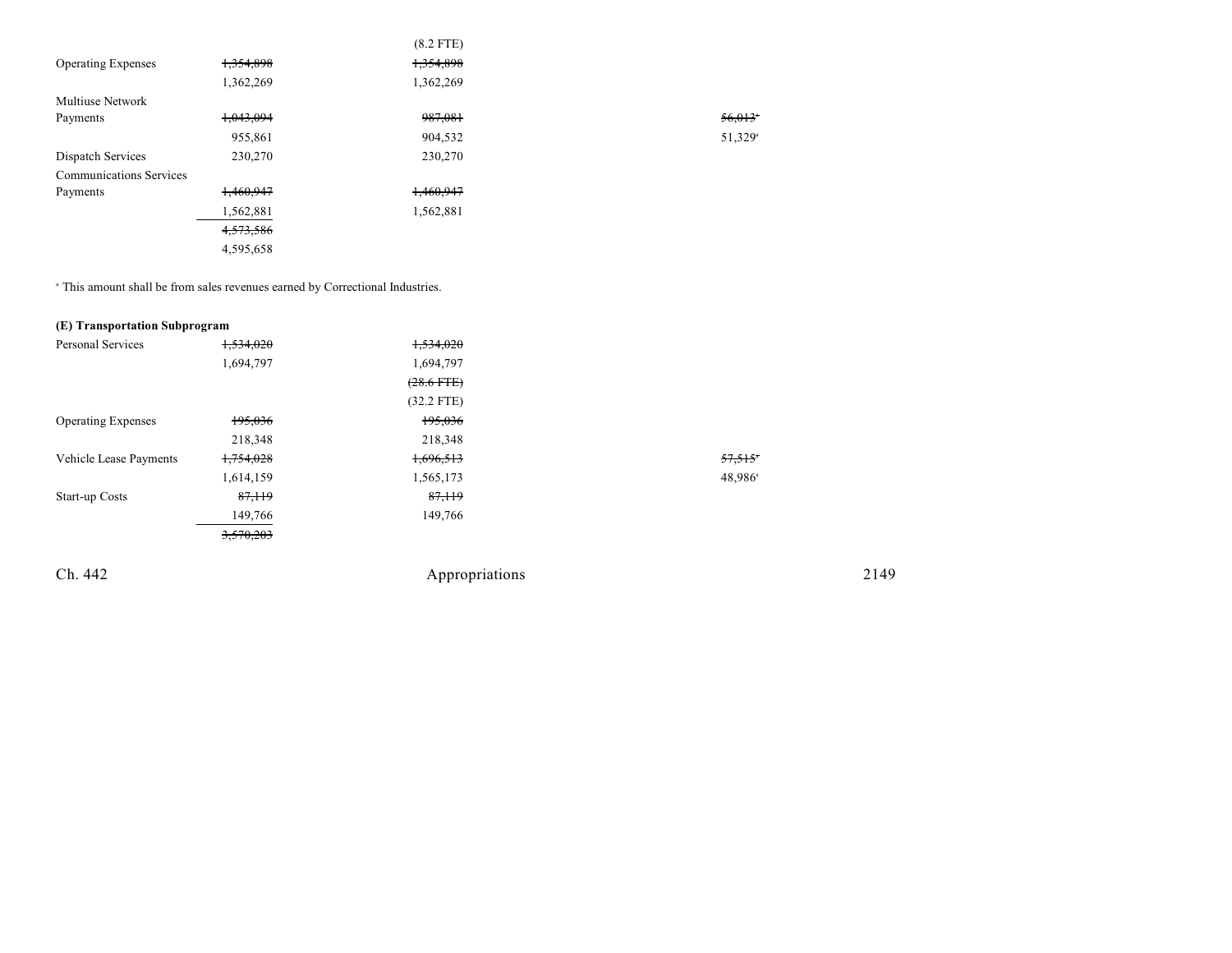| | | | | |
|---|---|---|---|---|
| | | (8.2 FTE) | | |
| Operating Expenses | ~~1,354,898~~ | ~~1,354,898~~ | | |
| | 1,362,269 | 1,362,269 | | |
| Multiuse Network Payments | ~~1,043,094~~ | ~~987,081~~ | | ~~56,013~~[a] |
| | 955,861 | 904,532 | | 51,329[a] |
| Dispatch Services | 230,270 | 230,270 | | |
| Communications Services Payments | ~~1,460,947~~ | ~~1,460,947~~ | | |
| | 1,562,881 | 1,562,881 | | |
| | ~~4,573,586~~ | | | |
| | 4,595,658 | | | |

[a] This amount shall be from sales revenues earned by Correctional Industries.

**(E) Transportation Subprogram**

| | | | | |
|---|---|---|---|---|
| Personal Services | ~~1,534,020~~ | ~~1,534,020~~ | | |
| | 1,694,797 | 1,694,797 | | |
| | | ~~(28.6 FTE)~~ | | |
| | | (32.2 FTE) | | |
| Operating Expenses | ~~195,036~~ | ~~195,036~~ | | |
| | 218,348 | 218,348 | | |
| Vehicle Lease Payments | ~~1,754,028~~ | ~~1,696,513~~ | | ~~57,515~~[a] |
| | 1,614,159 | 1,565,173 | | 48,986[a] |
| Start-up Costs | ~~87,119~~ | ~~87,119~~ | | |
| | 149,766 | 149,766 | | |
| | ~~3,570,203~~ | | | |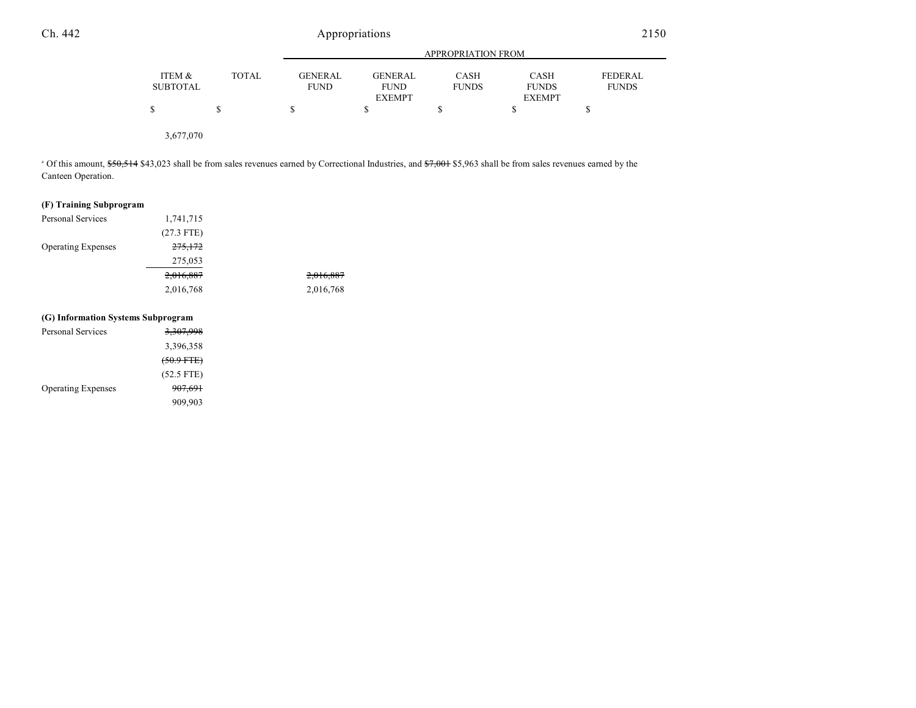| | ITEM & SUBTOTAL | TOTAL | GENERAL FUND | GENERAL FUND EXEMPT | CASH FUNDS | CASH FUNDS EXEMPT | FEDERAL FUNDS |
|---|---|---|---|---|---|---|---|
| | $ | $ | $ | $ | $ | $ | $ |
| | 3,677,070 | | | | | | |

[a] Of this amount, ~~$50,514~~ $43,023 shall be from sales revenues earned by Correctional Industries, and ~~$7,001~~ $5,963 shall be from sales revenues earned by the Canteen Operation.

**(F) Training Subprogram**

| | ITEM & SUBTOTAL | TOTAL | GENERAL FUND | GENERAL FUND EXEMPT | CASH FUNDS | CASH FUNDS EXEMPT | FEDERAL FUNDS |
|---|---|---|---|---|---|---|---|
| Personal Services | 1,741,715 | | | | | | |
| | (27.3 FTE) | | | | | | |
| Operating Expenses | ~~275,172~~ | | | | | | |
| | 275,053 | | | | | | |
| | ~~2,016,887~~ | | ~~2,016,887~~ | | | | |
| | 2,016,768 | | 2,016,768 | | | | |

**(G) Information Systems Subprogram**

| | ITEM & SUBTOTAL | TOTAL | GENERAL FUND | GENERAL FUND EXEMPT | CASH FUNDS | CASH FUNDS EXEMPT | FEDERAL FUNDS |
|---|---|---|---|---|---|---|---|
| Personal Services | ~~3,307,998~~ | | | | | | |
| | 3,396,358 | | | | | | |
| | ~~(50.9 FTE)~~ | | | | | | |
| | (52.5 FTE) | | | | | | |
| Operating Expenses | ~~907,691~~ | | | | | | |
| | 909,903 | | | | | | |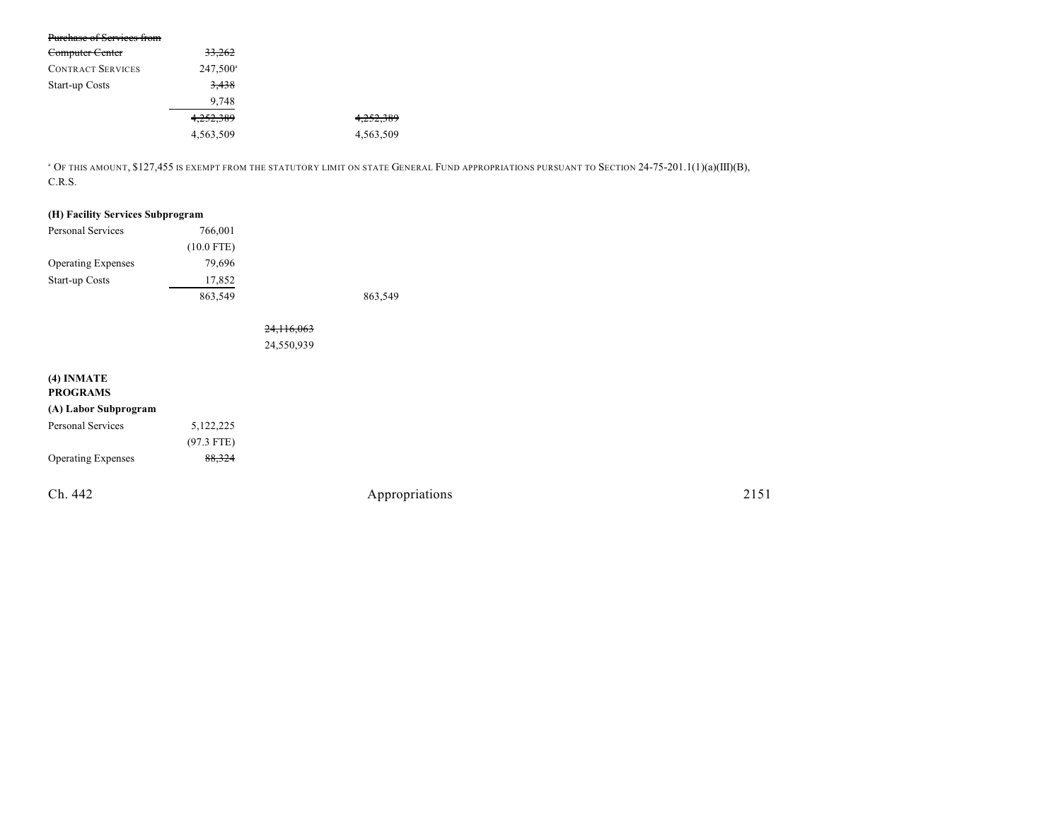| | | | |
|---|---|---|---|
| ~~Purchase of Services from Computer Center~~ | ~~33,262~~ | | |
| CONTRACT SERVICES | 247,500[a] | | |
| Start-up Costs | ~~3,438~~ | | |
| | 9,748 | | |
| | ~~4,252,389~~ | | ~~4,252,389~~ |
| | 4,563,509 | | 4,563,509 |

[a] OF THIS AMOUNT, $127,455 IS EXEMPT FROM THE STATUTORY LIMIT ON STATE GENERAL FUND APPROPRIATIONS PURSUANT TO SECTION 24-75-201.1(1)(a)(III)(B), C.R.S.

**(H) Facility Services Subprogram**

| | | | |
|---|---|---|---|
| Personal Services | 766,001 | | |
| | (10.0 FTE) | | |
| Operating Expenses | 79,696 | | |
| Start-up Costs | 17,852 | | |
| | 863,549 | | 863,549 |
| | | ~~24,116,063~~ | |
| | | 24,550,939 | |

**(4) INMATE PROGRAMS**

**(A) Labor Subprogram**

| | | | |
|---|---|---|---|
| Personal Services | 5,122,225 | | |
| | (97.3 FTE) | | |
| Operating Expenses | ~~88,324~~ | | |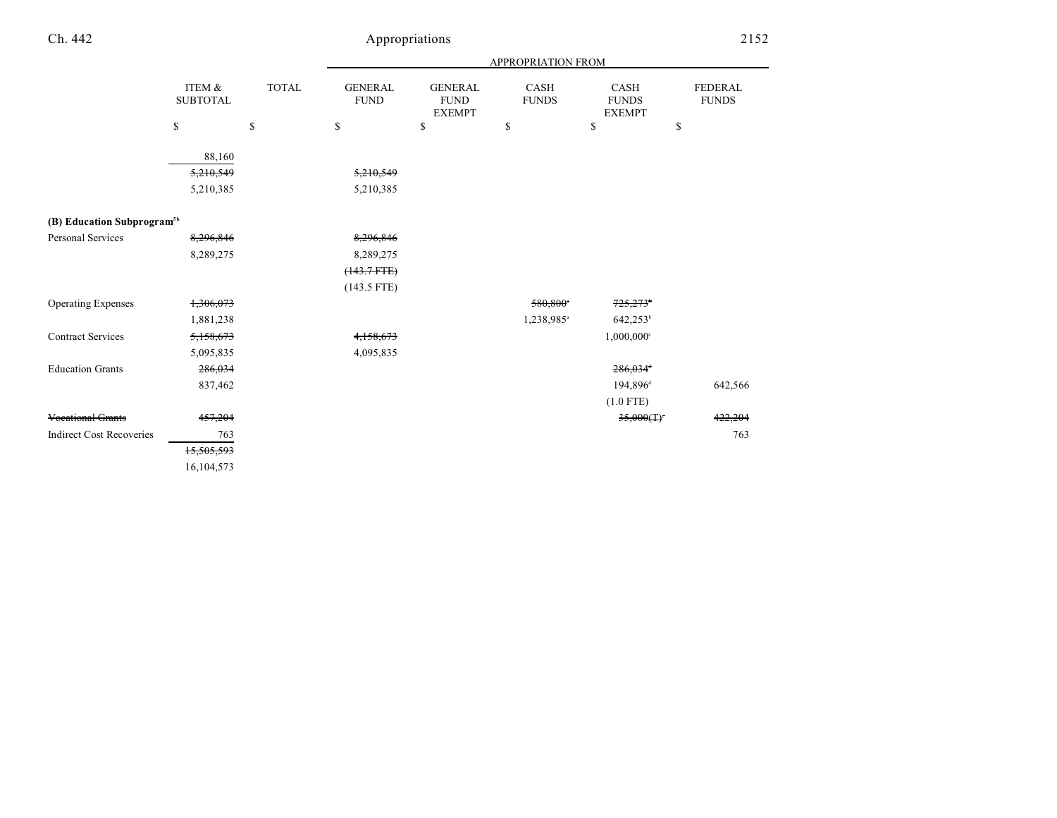| | ITEM & SUBTOTAL | TOTAL | APPROPRIATION FROM GENERAL FUND | GENERAL FUND EXEMPT | CASH FUNDS | CASH FUNDS EXEMPT | FEDERAL FUNDS |
|---|---|---|---|---|---|---|---|
| | $ | $ | $ | $ | $ | $ | $ |
| | 88,160 | | | | | | |
| | ~~5,210,549~~ | | ~~5,210,549~~ | | | | |
| | 5,210,385 | | 5,210,385 | | | | |
| **(B) Education Subprogram**[5b] | | | | | | | |
| Personal Services | ~~8,296,846~~ | | ~~8,296,846~~ | | | | |
| | 8,289,275 | | 8,289,275 | | | | |
| | | | ~~(143.7 FTE)~~ | | | | |
| | | | (143.5 FTE) | | | | |
| Operating Expenses | ~~1,306,073~~ | | | | ~~580,800~~[a] | ~~725,273~~[b] | |
| | 1,881,238 | | | | 1,238,985[a] | 642,253[b] | |
| Contract Services | ~~5,158,673~~ | | ~~4,158,673~~ | | | 1,000,000[c] | |
| | 5,095,835 | | 4,095,835 | | | | |
| Education Grants | ~~286,034~~ | | | | | ~~286,034~~[d] | |
| | 837,462 | | | | | 194,896[d] | 642,566 |
| | | | | | | (1.0 FTE) | |
| ~~Vocational Grants~~ | ~~457,204~~ | | | | | ~~35,000(T)~~[e] | ~~422,204~~ |
| Indirect Cost Recoveries | 763 | | | | | | 763 |
| | ~~15,505,593~~ | | | | | | |
| | 16,104,573 | | | | | | |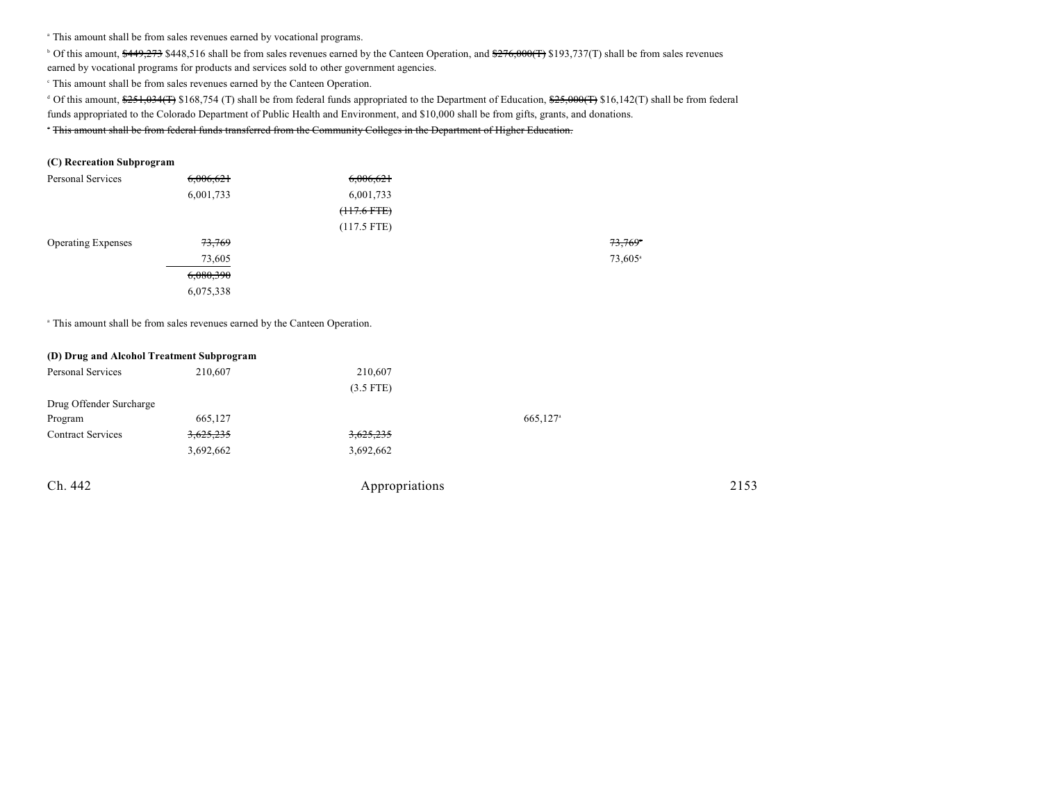[a] This amount shall be from sales revenues earned by vocational programs.

[b] Of this amount, ~~$449,273~~ $448,516 shall be from sales revenues earned by the Canteen Operation, and ~~$276,000(T)~~ $193,737(T) shall be from sales revenues earned by vocational programs for products and services sold to other government agencies.

[c] This amount shall be from sales revenues earned by the Canteen Operation.

[d] Of this amount, ~~$251,034(T)~~ $168,754 (T) shall be from federal funds appropriated to the Department of Education, ~~$25,000(T)~~ $16,142(T) shall be from federal funds appropriated to the Colorado Department of Public Health and Environment, and $10,000 shall be from gifts, grants, and donations.

~~[e] This amount shall be from federal funds transferred from the Community Colleges in the Department of Higher Education.~~

**(C) Recreation Subprogram**

| | | | | |
|---|---|---|---|---|
| Personal Services | ~~6,006,621~~ | ~~6,006,621~~ | | |
| | 6,001,733 | 6,001,733 | | |
| | | ~~(117.6 FTE)~~ | | |
| | | (117.5 FTE) | | |
| Operating Expenses | ~~73,769~~ | | | ~~73,769[a]~~ |
| | 73,605 | | | 73,605[a] |
| | ~~6,080,390~~ | | | |
| | 6,075,338 | | | |

[a] This amount shall be from sales revenues earned by the Canteen Operation.

**(D) Drug and Alcohol Treatment Subprogram**

| | | | | |
|---|---|---|---|---|
| Personal Services | 210,607 | 210,607 | | |
| | | (3.5 FTE) | | |
| Drug Offender Surcharge Program | 665,127 | | 665,127[a] | |
| Contract Services | ~~3,625,235~~ | ~~3,625,235~~ | | |
| | 3,692,662 | 3,692,662 | | |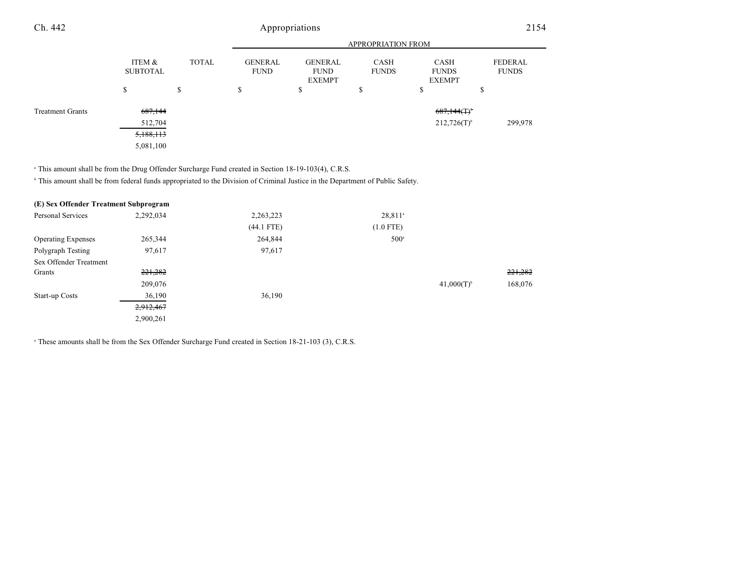| | ITEM & SUBTOTAL | TOTAL | GENERAL FUND | GENERAL FUND EXEMPT | CASH FUNDS | CASH FUNDS EXEMPT | FEDERAL FUNDS |
|---|---|---|---|---|---|---|---|
| | | | APPROPRIATION FROM | | | | |
| | $ | $ | $ | $ | $ | $ | $ |
| Treatment Grants | ~~687,144~~ | | | | | ~~687,144(T)[b]~~ | |
| | 512,704 | | | | | 212,726(T)[b] | 299,978 |
| | ~~5,188,113~~ | | | | | | |
| | 5,081,100 | | | | | | |

[a] This amount shall be from the Drug Offender Surcharge Fund created in Section 18-19-103(4), C.R.S.

[b] This amount shall be from federal funds appropriated to the Division of Criminal Justice in the Department of Public Safety.

**(E) Sex Offender Treatment Subprogram**

| | ITEM & SUBTOTAL | TOTAL | GENERAL FUND | GENERAL FUND EXEMPT | CASH FUNDS | CASH FUNDS EXEMPT | FEDERAL FUNDS |
|---|---|---|---|---|---|---|---|
| Personal Services | 2,292,034 | | 2,263,223 | | 28,811[a] | | |
| | | | (44.1 FTE) | | (1.0 FTE) | | |
| Operating Expenses | 265,344 | | 264,844 | | 500[a] | | |
| Polygraph Testing | 97,617 | | 97,617 | | | | |
| Sex Offender Treatment Grants | ~~221,282~~ | | | | | | ~~221,282~~ |
| | 209,076 | | | | | 41,000(T)[b] | 168,076 |
| Start-up Costs | 36,190 | | 36,190 | | | | |
| | ~~2,912,467~~ | | | | | | |
| | 2,900,261 | | | | | | |

[a] These amounts shall be from the Sex Offender Surcharge Fund created in Section 18-21-103 (3), C.R.S.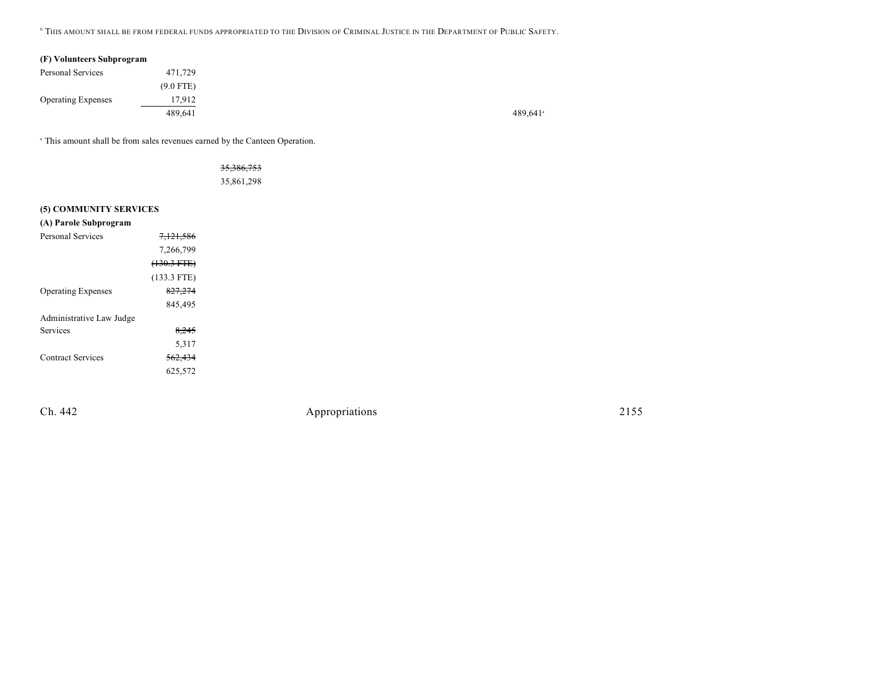[b] THIS AMOUNT SHALL BE FROM FEDERAL FUNDS APPROPRIATED TO THE DIVISION OF CRIMINAL JUSTICE IN THE DEPARTMENT OF PUBLIC SAFETY.

**(F) Volunteers Subprogram**

| | | | |
|---|---|---|---|
| Personal Services | 471,729 | | |
| | (9.0 FTE) | | |
| Operating Expenses | 17,912 | | |
| | 489,641 | | 489,641[a] |

[a] This amount shall be from sales revenues earned by the Canteen Operation.

~~35,386,753~~
35,861,298

**(5) COMMUNITY SERVICES**

**(A) Parole Subprogram**

| | |
|---|---|
| Personal Services | ~~7,121,586~~ |
| | 7,266,799 |
| | ~~(130.3 FTE)~~ |
| | (133.3 FTE) |
| Operating Expenses | ~~827,274~~ |
| | 845,495 |
| Administrative Law Judge Services | ~~8,245~~ |
| | 5,317 |
| Contract Services | ~~562,434~~ |
| | 625,572 |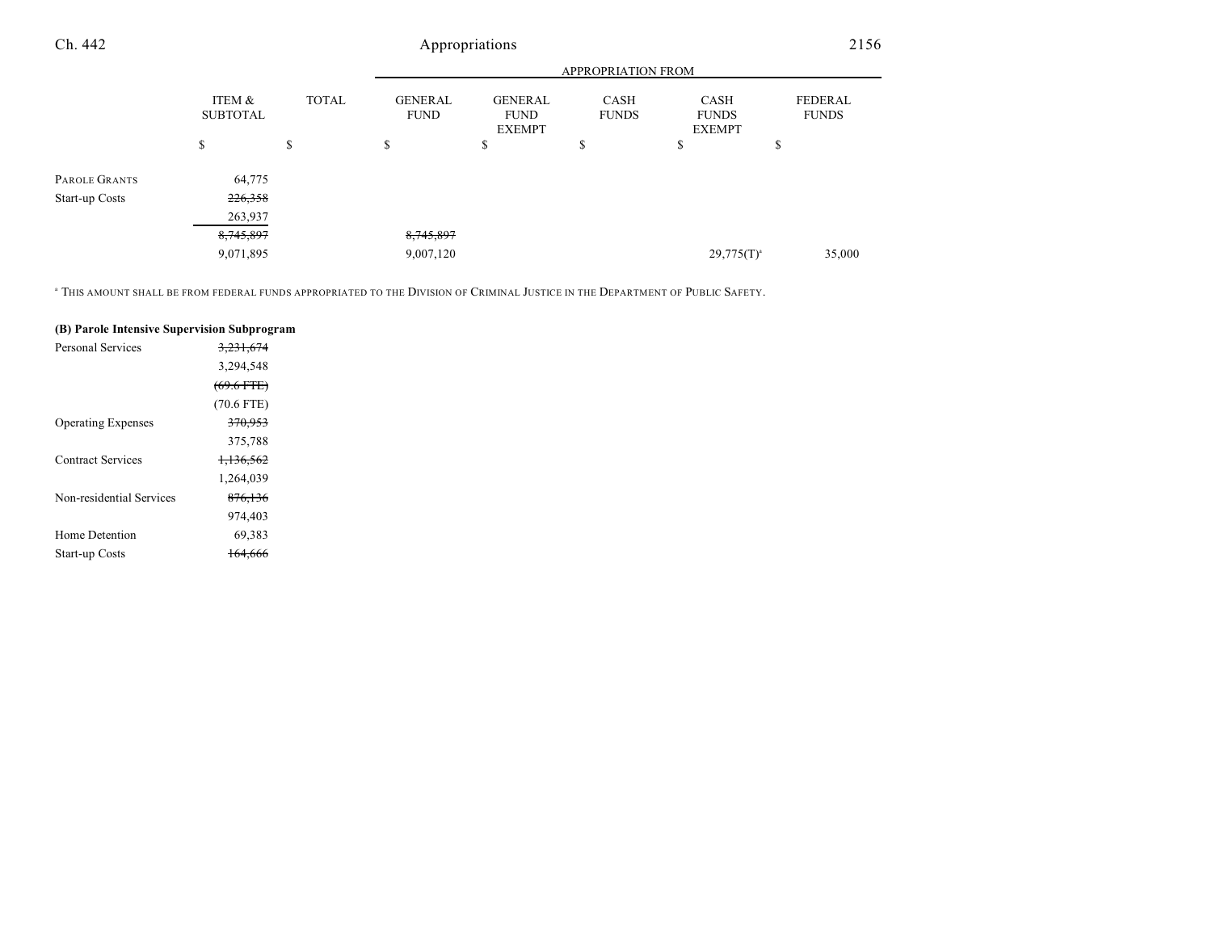| | ITEM & SUBTOTAL | TOTAL | GENERAL FUND | GENERAL FUND EXEMPT | CASH FUNDS | CASH FUNDS EXEMPT | FEDERAL FUNDS |
|---|---|---|---|---|---|---|---|
| | | | APPROPRIATION FROM | | | | |
| | $ | $ | $ | $ | $ | $ | $ |
| PAROLE GRANTS | 64,775 | | | | | | |
| Start-up Costs | ~~226,358~~ | | | | | | |
| | 263,937 | | | | | | |
| | ~~8,745,897~~ | | ~~8,745,897~~ | | | | |
| | 9,071,895 | | 9,007,120 | | | 29,775(T)[a] | 35,000 |

[a] THIS AMOUNT SHALL BE FROM FEDERAL FUNDS APPROPRIATED TO THE DIVISION OF CRIMINAL JUSTICE IN THE DEPARTMENT OF PUBLIC SAFETY.

**(B) Parole Intensive Supervision Subprogram**

| | ITEM & SUBTOTAL |
|---|---|
| Personal Services | ~~3,231,674~~ |
| | 3,294,548 |
| | ~~(69.6 FTE)~~ |
| | (70.6 FTE) |
| Operating Expenses | ~~370,953~~ |
| | 375,788 |
| Contract Services | ~~1,136,562~~ |
| | 1,264,039 |
| Non-residential Services | ~~876,136~~ |
| | 974,403 |
| Home Detention | 69,383 |
| Start-up Costs | ~~164,666~~ |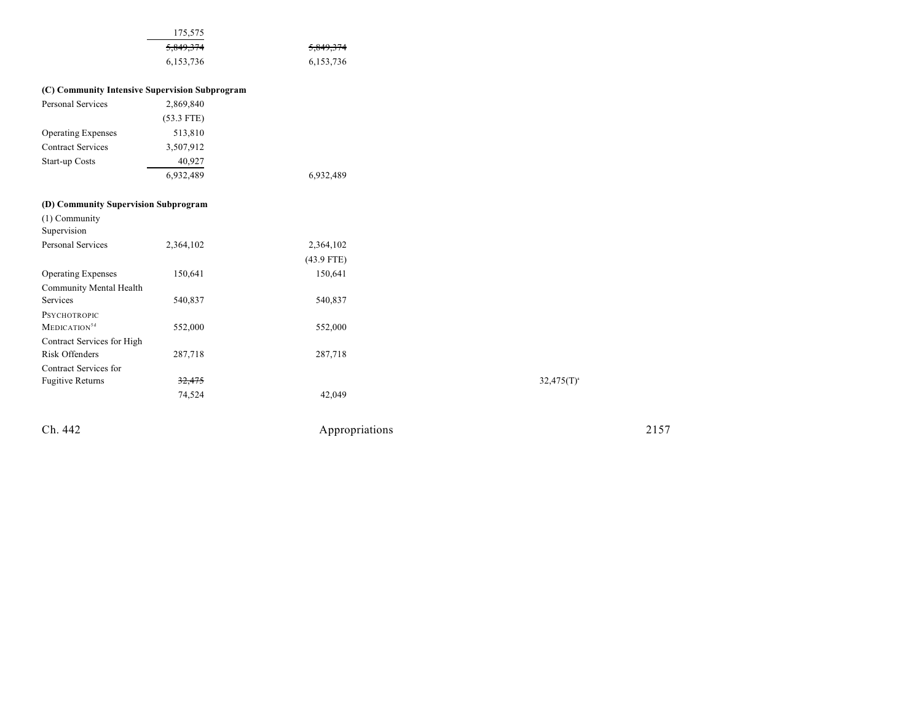| | | | | | | |
|---|---|---|---|---|---|---|
| | 175,575 | | | | | |
| | ~~5,849,374~~ | ~~5,849,374~~ | | | | |
| | 6,153,736 | 6,153,736 | | | | |

**(C) Community Intensive Supervision Subprogram**

| | | | | | | |
|---|---|---|---|---|---|---|
| Personal Services | 2,869,840 | | | | | |
| | (53.3 FTE) | | | | | |
| Operating Expenses | 513,810 | | | | | |
| Contract Services | 3,507,912 | | | | | |
| Start-up Costs | 40,927 | | | | | |
| | 6,932,489 | 6,932,489 | | | | |

**(D) Community Supervision Subprogram**

| | | | | | | |
|---|---|---|---|---|---|---|
| (1) Community Supervision | | | | | | |
| Personal Services | 2,364,102 | 2,364,102 | | | | |
| | | (43.9 FTE) | | | | |
| Operating Expenses | 150,641 | 150,641 | | | | |
| Community Mental Health Services | 540,837 | 540,837 | | | | |
| PSYCHOTROPIC MEDICATION[5d] | 552,000 | 552,000 | | | | |
| Contract Services for High Risk Offenders | 287,718 | 287,718 | | | | |
| Contract Services for Fugitive Returns | ~~32,475~~ | | | 32,475(T)[a] | | |
| | 74,524 | 42,049 | | | | |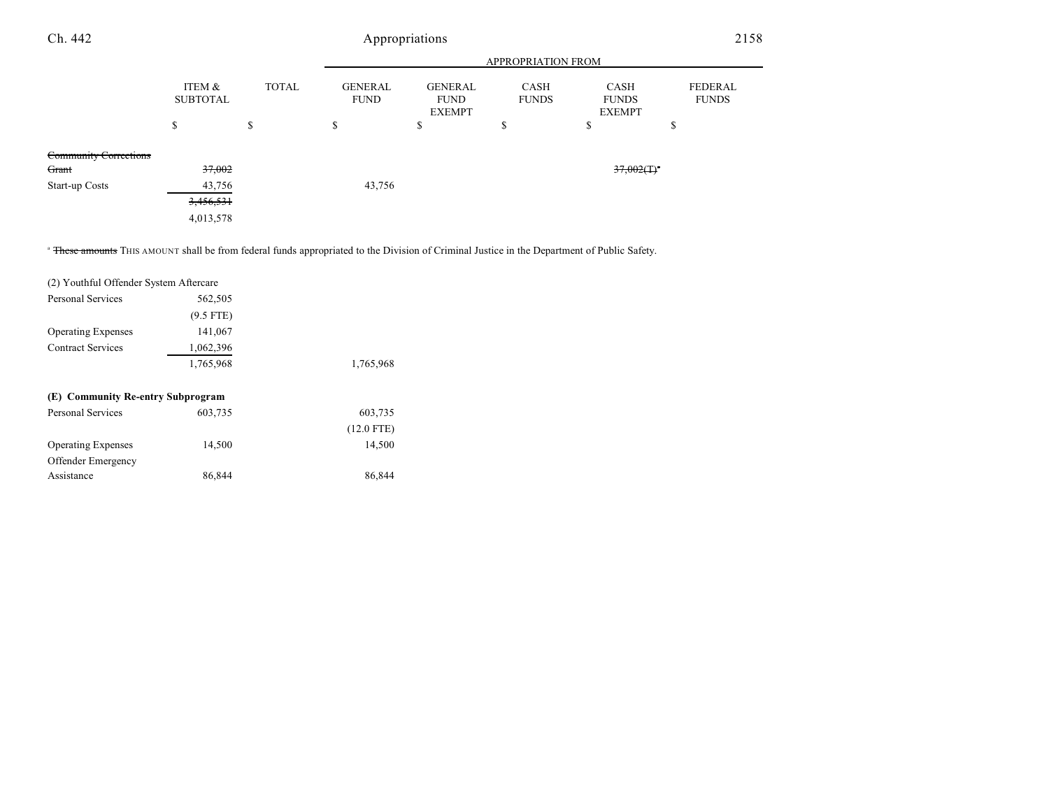| | ITEM & SUBTOTAL | TOTAL | GENERAL FUND | GENERAL FUND EXEMPT | CASH FUNDS | CASH FUNDS EXEMPT | FEDERAL FUNDS |
|---|---|---|---|---|---|---|---|
| | | | APPROPRIATION FROM | | | | |
| | $ | $ | $ | $ | $ | $ | $ |
| ~~Community Corrections Grant~~ | ~~37,002~~ | | | | | ~~37,002(T)~~[a] | |
| Start-up Costs | 43,756 | | 43,756 | | | | |
| | ~~3,456,531~~ | | | | | | |
| | 4,013,578 | | | | | | |

[a] ~~These amounts~~ THIS AMOUNT shall be from federal funds appropriated to the Division of Criminal Justice in the Department of Public Safety.

| | ITEM & SUBTOTAL | TOTAL | GENERAL FUND | GENERAL FUND EXEMPT | CASH FUNDS | CASH FUNDS EXEMPT | FEDERAL FUNDS |
|---|---|---|---|---|---|---|---|
| (2) Youthful Offender System Aftercare | | | | | | | |
| Personal Services | 562,505 | | | | | | |
| | (9.5 FTE) | | | | | | |
| Operating Expenses | 141,067 | | | | | | |
| Contract Services | 1,062,396 | | | | | | |
| | 1,765,968 | | 1,765,968 | | | | |
| **(E) Community Re-entry Subprogram** | | | | | | | |
| Personal Services | 603,735 | | 603,735 | | | | |
| | | | (12.0 FTE) | | | | |
| Operating Expenses | 14,500 | | 14,500 | | | | |
| Offender Emergency Assistance | 86,844 | | 86,844 | | | | |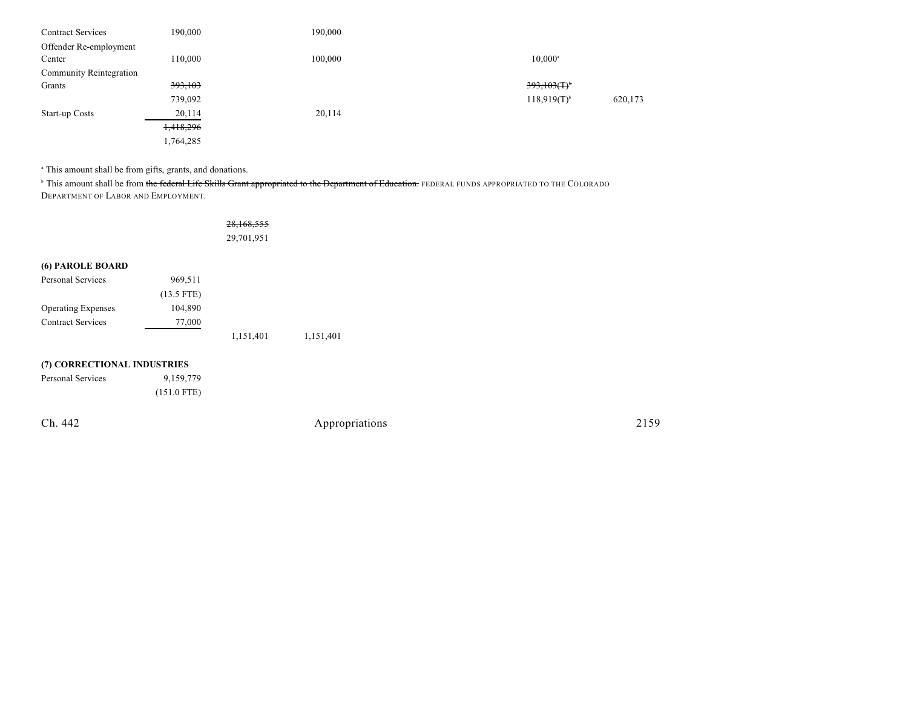| | | | | | |
|---|---|---|---|---|---|
| Contract Services | 190,000 | | 190,000 | | |
| Offender Re-employment Center | 110,000 | | 100,000 | 10,000[a] | |
| Community Reintegration Grants | ~~393,103~~ | | | ~~393,103(T)[b]~~ | |
| | 739,092 | | | 118,919(T)[b] | 620,173 |
| Start-up Costs | 20,114 | | 20,114 | | |
| | ~~1,418,296~~ | | | | |
| | 1,764,285 | | | | |

[a] This amount shall be from gifts, grants, and donations.

[b] This amount shall be from ~~the federal Life Skills Grant appropriated to the Department of Education.~~ FEDERAL FUNDS APPROPRIATED TO THE COLORADO DEPARTMENT OF LABOR AND EMPLOYMENT.

| | | | |
|---|---|---|---|
| | | ~~28,168,555~~ | |
| | | 29,701,951 | |

**(6) PAROLE BOARD**

| | | | |
|---|---|---|---|
| Personal Services | 969,511 | | |
| | (13.5 FTE) | | |
| Operating Expenses | 104,890 | | |
| Contract Services | 77,000 | | |
| | | 1,151,401 | 1,151,401 |

**(7) CORRECTIONAL INDUSTRIES**

| | |
|---|---|
| Personal Services | 9,159,779 |
| | (151.0 FTE) |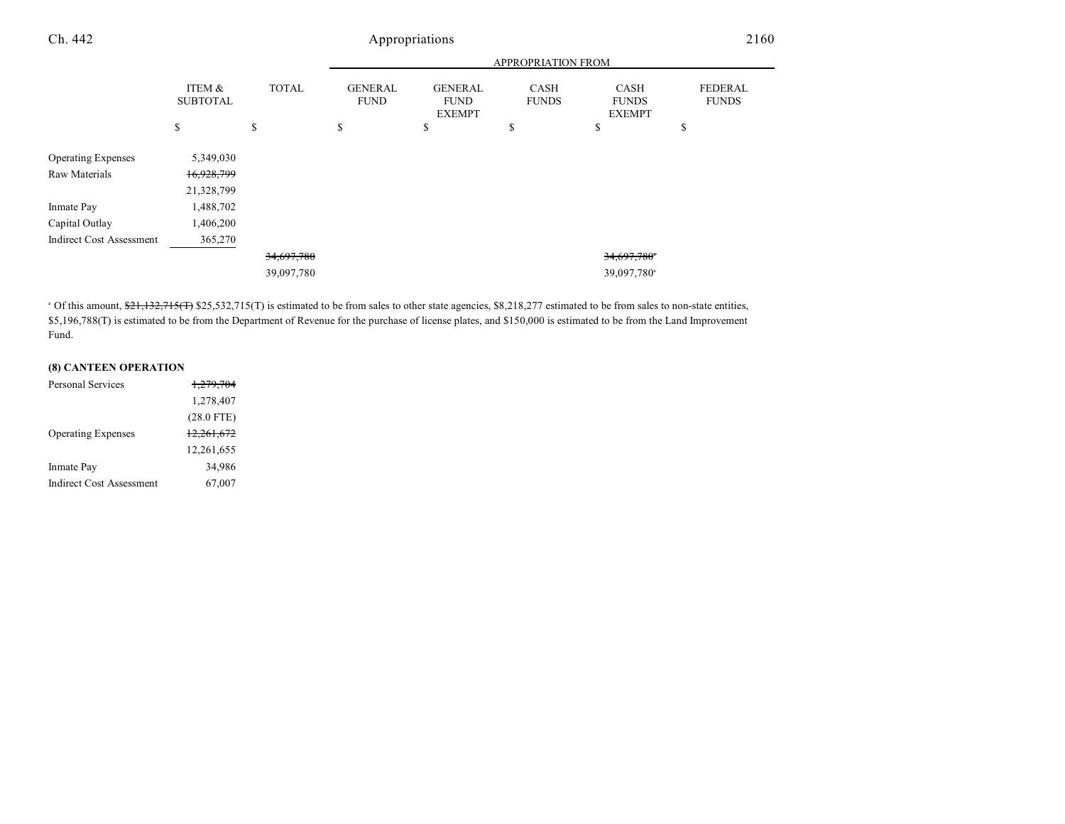| | ITEM & SUBTOTAL | TOTAL | APPROPRIATION FROM GENERAL FUND | GENERAL FUND EXEMPT | CASH FUNDS | CASH FUNDS EXEMPT | FEDERAL FUNDS |
|---|---|---|---|---|---|---|---|
| | $ | $ | $ | $ | $ | $ | $ |
| Operating Expenses | 5,349,030 | | | | | | |
| Raw Materials | ~~16,928,799~~ | | | | | | |
| | 21,328,799 | | | | | | |
| Inmate Pay | 1,488,702 | | | | | | |
| Capital Outlay | 1,406,200 | | | | | | |
| Indirect Cost Assessment | 365,270 | | | | | | |
| | | ~~34,697,780~~ | | | | ~~34,697,780~~[a] | |
| | | 39,097,780 | | | | 39,097,780[a] | |

[a] Of this amount, ~~$21,132,715(T)~~ $25,532,715(T) is estimated to be from sales to other state agencies, $8,218,277 estimated to be from sales to non-state entities, $5,196,788(T) is estimated to be from the Department of Revenue for the purchase of license plates, and $150,000 is estimated to be from the Land Improvement Fund.

**(8) CANTEEN OPERATION**

| | ITEM & SUBTOTAL |
|---|---|
| Personal Services | ~~1,279,704~~ |
| | 1,278,407 |
| | (28.0 FTE) |
| Operating Expenses | ~~12,261,672~~ |
| | 12,261,655 |
| Inmate Pay | 34,986 |
| Indirect Cost Assessment | 67,007 |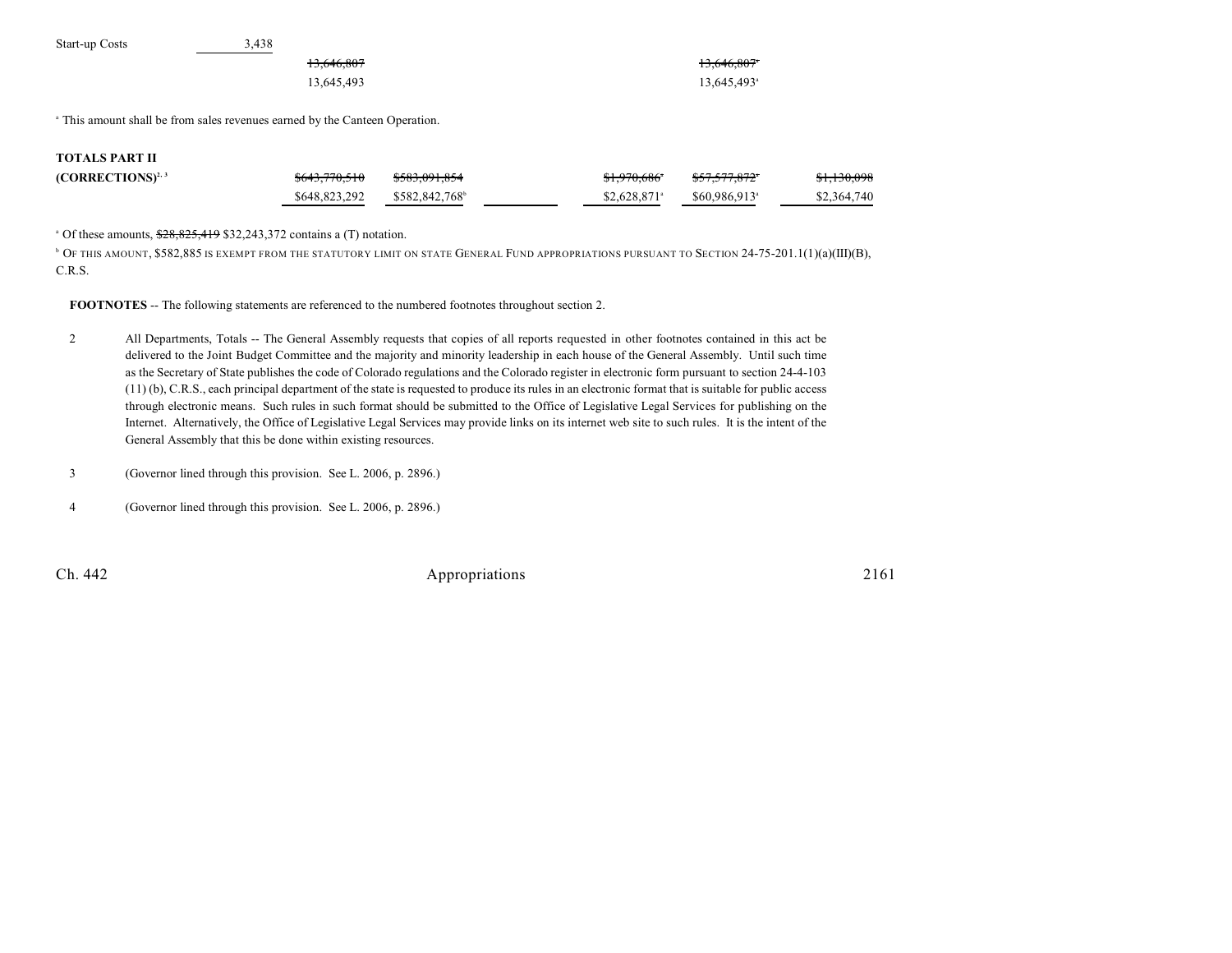| | | | | | | |
|---|---|---|---|---|---|---|
| Start-up Costs | 3,438 | | | | | |
| | | ~~13,646,807~~ | | | ~~13,646,807~~[a] | |
| | | 13,645,493 | | | 13,645,493[a] | |

[a] This amount shall be from sales revenues earned by the Canteen Operation.

| | | | | | | |
|---|---|---|---|---|---|---|
| **TOTALS PART II** | | | | | | |
| **(CORRECTIONS)**[2, 3] | ~~$643,770,510~~ | ~~$583,091,854~~ | | ~~$1,970,686~~[a] | ~~$57,577,872~~[a] | ~~$1,130,098~~ |
| | $648,823,292 | $582,842,768[b] | | $2,628,871[a] | $60,986,913[a] | $2,364,740 |

[a] Of these amounts, ~~$28,825,419~~ $32,243,372 contains a (T) notation.

[b] OF THIS AMOUNT, $582,885 IS EXEMPT FROM THE STATUTORY LIMIT ON STATE GENERAL FUND APPROPRIATIONS PURSUANT TO SECTION 24-75-201.1(1)(a)(III)(B), C.R.S.

**FOOTNOTES** -- The following statements are referenced to the numbered footnotes throughout section 2.

2 All Departments, Totals -- The General Assembly requests that copies of all reports requested in other footnotes contained in this act be delivered to the Joint Budget Committee and the majority and minority leadership in each house of the General Assembly. Until such time as the Secretary of State publishes the code of Colorado regulations and the Colorado register in electronic form pursuant to section 24-4-103 (11) (b), C.R.S., each principal department of the state is requested to produce its rules in an electronic format that is suitable for public access through electronic means. Such rules in such format should be submitted to the Office of Legislative Legal Services for publishing on the Internet. Alternatively, the Office of Legislative Legal Services may provide links on its internet web site to such rules. It is the intent of the General Assembly that this be done within existing resources.

3 (Governor lined through this provision. See L. 2006, p. 2896.)

4 (Governor lined through this provision. See L. 2006, p. 2896.)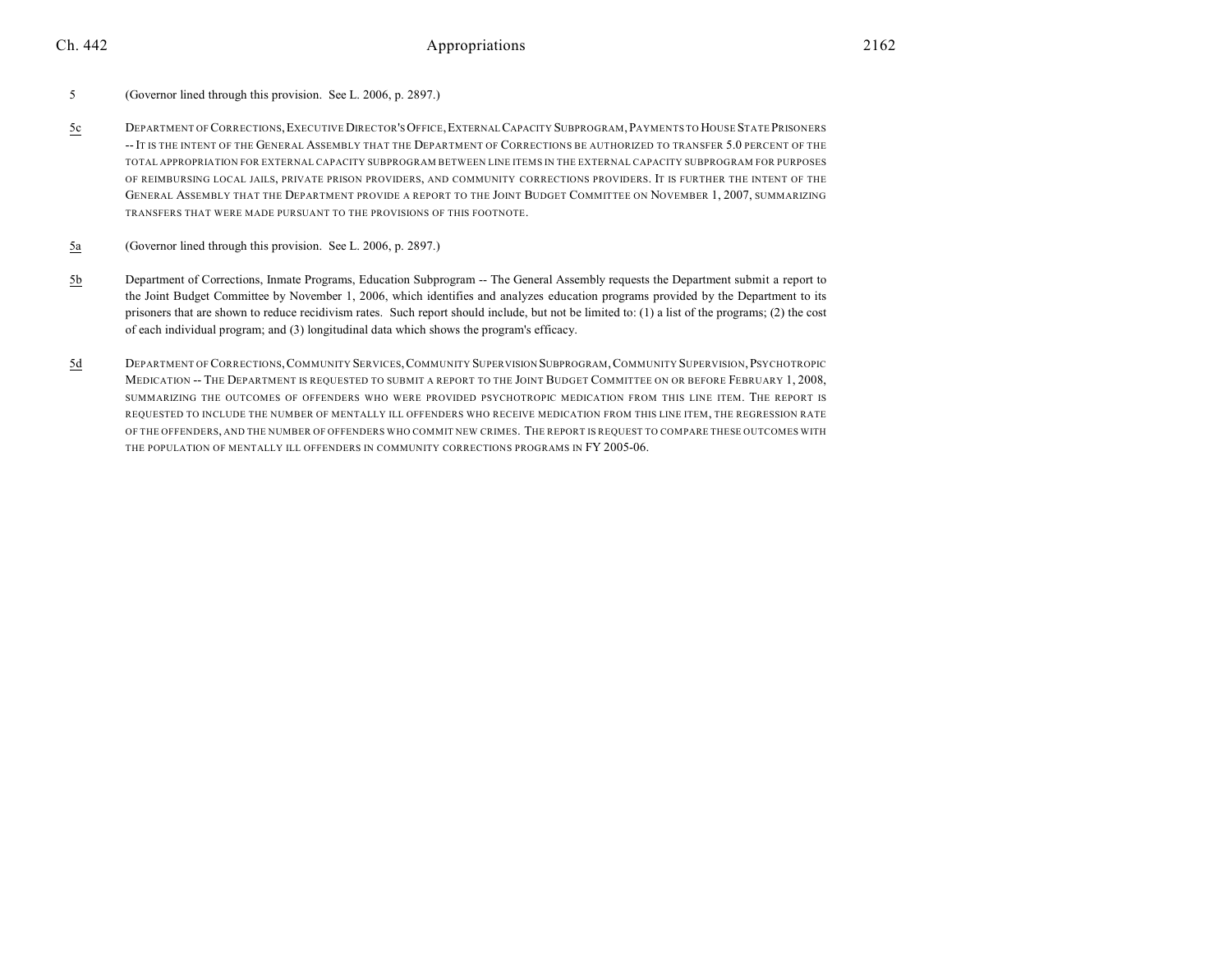5 (Governor lined through this provision. See L. 2006, p. 2897.)

5c DEPARTMENT OF CORRECTIONS, EXECUTIVE DIRECTOR'S OFFICE, EXTERNAL CAPACITY SUBPROGRAM, PAYMENTS TO HOUSE STATE PRISONERS -- IT IS THE INTENT OF THE GENERAL ASSEMBLY THAT THE DEPARTMENT OF CORRECTIONS BE AUTHORIZED TO TRANSFER 5.0 PERCENT OF THE TOTAL APPROPRIATION FOR EXTERNAL CAPACITY SUBPROGRAM BETWEEN LINE ITEMS IN THE EXTERNAL CAPACITY SUBPROGRAM FOR PURPOSES OF REIMBURSING LOCAL JAILS, PRIVATE PRISON PROVIDERS, AND COMMUNITY CORRECTIONS PROVIDERS. IT IS FURTHER THE INTENT OF THE GENERAL ASSEMBLY THAT THE DEPARTMENT PROVIDE A REPORT TO THE JOINT BUDGET COMMITTEE ON NOVEMBER 1, 2007, SUMMARIZING TRANSFERS THAT WERE MADE PURSUANT TO THE PROVISIONS OF THIS FOOTNOTE.

5a (Governor lined through this provision. See L. 2006, p. 2897.)

5b Department of Corrections, Inmate Programs, Education Subprogram -- The General Assembly requests the Department submit a report to the Joint Budget Committee by November 1, 2006, which identifies and analyzes education programs provided by the Department to its prisoners that are shown to reduce recidivism rates. Such report should include, but not be limited to: (1) a list of the programs; (2) the cost of each individual program; and (3) longitudinal data which shows the program's efficacy.

5d DEPARTMENT OF CORRECTIONS, COMMUNITY SERVICES, COMMUNITY SUPERVISION SUBPROGRAM, COMMUNITY SUPERVISION, PSYCHOTROPIC MEDICATION -- THE DEPARTMENT IS REQUESTED TO SUBMIT A REPORT TO THE JOINT BUDGET COMMITTEE ON OR BEFORE FEBRUARY 1, 2008, SUMMARIZING THE OUTCOMES OF OFFENDERS WHO WERE PROVIDED PSYCHOTROPIC MEDICATION FROM THIS LINE ITEM. THE REPORT IS REQUESTED TO INCLUDE THE NUMBER OF MENTALLY ILL OFFENDERS WHO RECEIVE MEDICATION FROM THIS LINE ITEM, THE REGRESSION RATE OF THE OFFENDERS, AND THE NUMBER OF OFFENDERS WHO COMMIT NEW CRIMES. THE REPORT IS REQUEST TO COMPARE THESE OUTCOMES WITH THE POPULATION OF MENTALLY ILL OFFENDERS IN COMMUNITY CORRECTIONS PROGRAMS IN FY 2005-06.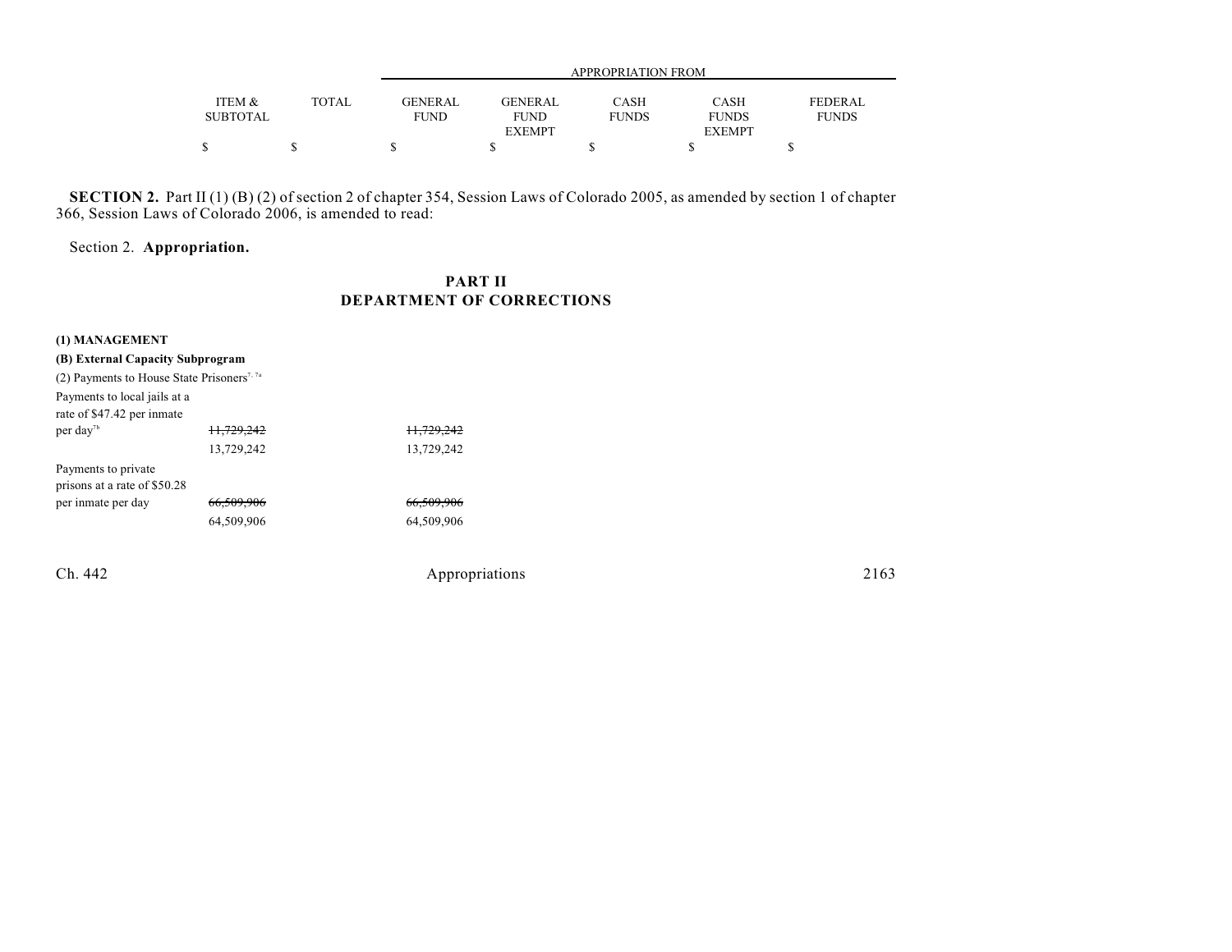| | ITEM & SUBTOTAL | TOTAL | APPROPRIATION FROM GENERAL FUND | GENERAL FUND EXEMPT | CASH FUNDS | CASH FUNDS EXEMPT | FEDERAL FUNDS |
|---|---|---|---|---|---|---|---|
| | $ | $ | $ | $ | $ | $ | $ |

**SECTION 2.** Part II (1) (B) (2) of section 2 of chapter 354, Session Laws of Colorado 2005, as amended by section 1 of chapter 366, Session Laws of Colorado 2006, is amended to read:

Section 2. **Appropriation.**

## PART II
## DEPARTMENT OF CORRECTIONS

| | ITEM & SUBTOTAL | TOTAL | GENERAL FUND | GENERAL FUND EXEMPT | CASH FUNDS | CASH FUNDS EXEMPT | FEDERAL FUNDS |
|---|---|---|---|---|---|---|---|
| **(1) MANAGEMENT** | | | | | | | |
| **(B) External Capacity Subprogram** | | | | | | | |
| (2) Payments to House State Prisoners[7, 7a] | | | | | | | |
| Payments to local jails at a rate of $47.42 per inmate per day[7b] | ~~11,729,242~~ 13,729,242 | | ~~11,729,242~~ 13,729,242 | | | | |
| Payments to private prisons at a rate of $50.28 per inmate per day | ~~66,509,906~~ 64,509,906 | | ~~66,509,906~~ 64,509,906 | | | | |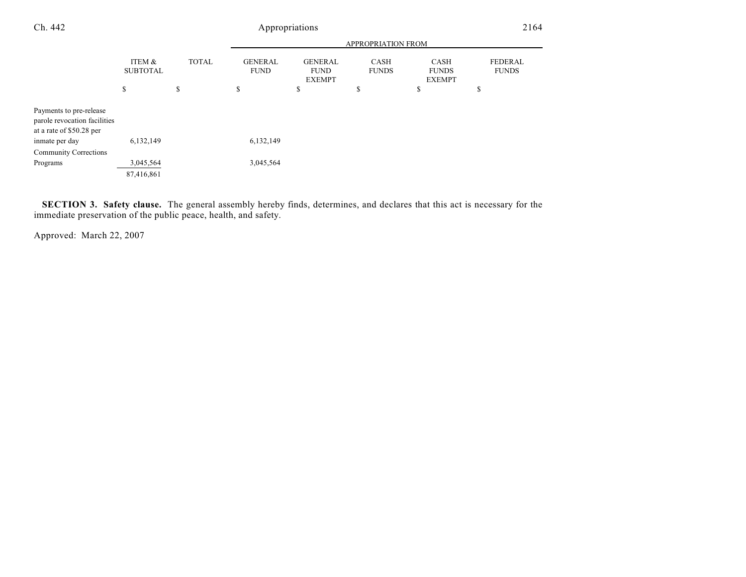| | ITEM & SUBTOTAL | TOTAL | APPROPRIATION FROM GENERAL FUND | GENERAL FUND EXEMPT | CASH FUNDS | CASH FUNDS EXEMPT | FEDERAL FUNDS |
|---|---|---|---|---|---|---|---|
| | $ | $ | $ | $ | $ | $ | $ |
| Payments to pre-release parole revocation facilities at a rate of $50.28 per inmate per day | 6,132,149 | | 6,132,149 | | | | |
| Community Corrections Programs | 3,045,564 | | 3,045,564 | | | | |
| | 87,416,861 | | | | | | |

**SECTION 3. Safety clause.** The general assembly hereby finds, determines, and declares that this act is necessary for the immediate preservation of the public peace, health, and safety.

Approved: March 22, 2007